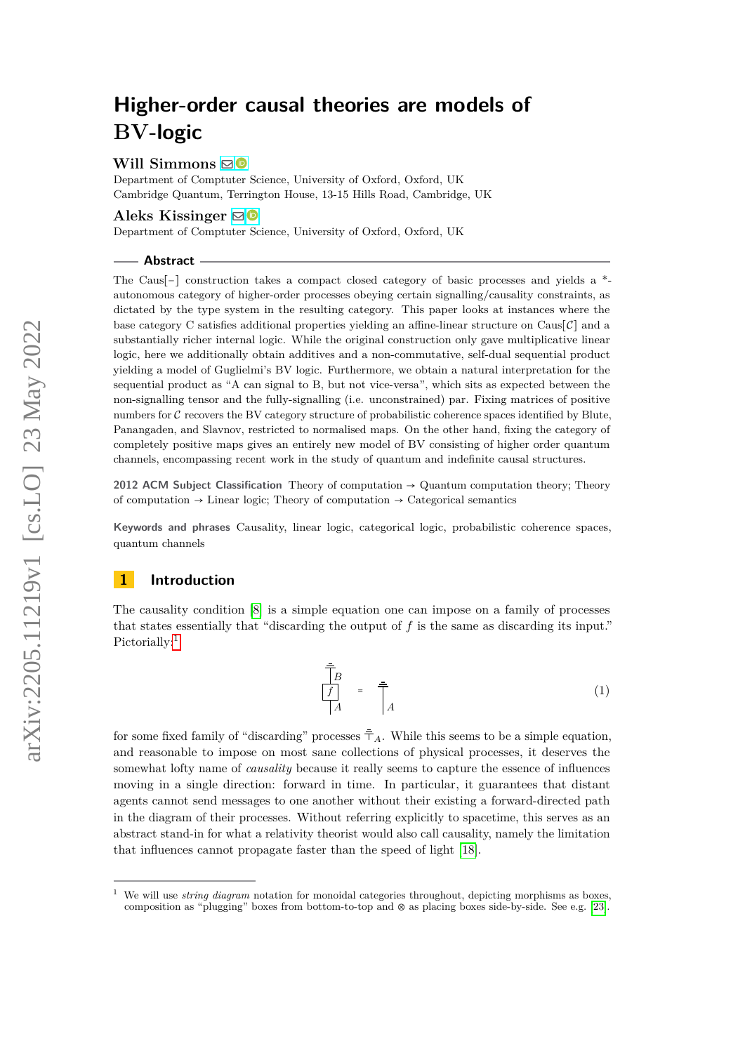# Higher-order causal theories are models of BV-logic

**Will Simmons**

Department of Comptuter Science, University of Oxford, Oxford, UK
Cambridge Quantum, Terrington House, 13-15 Hills Road, Cambridge, UK

**Aleks Kissinger**

Department of Comptuter Science, University of Oxford, Oxford, UK

## Abstract

The Caus[−] construction takes a compact closed category of basic processes and yields a *-autonomous category of higher-order processes obeying certain signalling/causality constraints, as dictated by the type system in the resulting category. This paper looks at instances where the base category C satisfies additional properties yielding an affine-linear structure on Caus[$\mathcal{C}$] and a substantially richer internal logic. While the original construction only gave multiplicative linear logic, here we additionally obtain additives and a non-commutative, self-dual sequential product yielding a model of Guglielmi's BV logic. Furthermore, we obtain a natural interpretation for the sequential product as "A can signal to B, but not vice-versa", which sits as expected between the non-signalling tensor and the fully-signalling (i.e. unconstrained) par. Fixing matrices of positive numbers for $\mathcal{C}$ recovers the BV category structure of probabilistic coherence spaces identified by Blute, Panangaden, and Slavnov, restricted to normalised maps. On the other hand, fixing the category of completely positive maps gives an entirely new model of BV consisting of higher order quantum channels, encompassing recent work in the study of quantum and indefinite causal structures.

**2012 ACM Subject Classification** Theory of computation → Quantum computation theory; Theory of computation → Linear logic; Theory of computation → Categorical semantics

**Keywords and phrases** Causality, linear logic, categorical logic, probabilistic coherence spaces, quantum channels

## 1 Introduction

The causality condition [8] is a simple equation one can impose on a family of processes that states essentially that "discarding the output of $f$ is the same as discarding its input." Pictorially:[1]

$$\text{discard}_B \circ f = \text{discard}_A \qquad (1)$$

for some fixed family of "discarding" processes $\bar{\top}_A$. While this seems to be a simple equation, and reasonable to impose on most sane collections of physical processes, it deserves the somewhat lofty name of *causality* because it really seems to capture the essence of influences moving in a single direction: forward in time. In particular, it guarantees that distant agents cannot send messages to one another without their existing a forward-directed path in the diagram of their processes. Without referring explicitly to spacetime, this serves as an abstract stand-in for what a relativity theorist would also call causality, namely the limitation that influences cannot propagate faster than the speed of light [18].

[1] We will use *string diagram* notation for monoidal categories throughout, depicting morphisms as boxes, composition as "plugging" boxes from bottom-to-top and ⊗ as placing boxes side-by-side. See e.g. [23].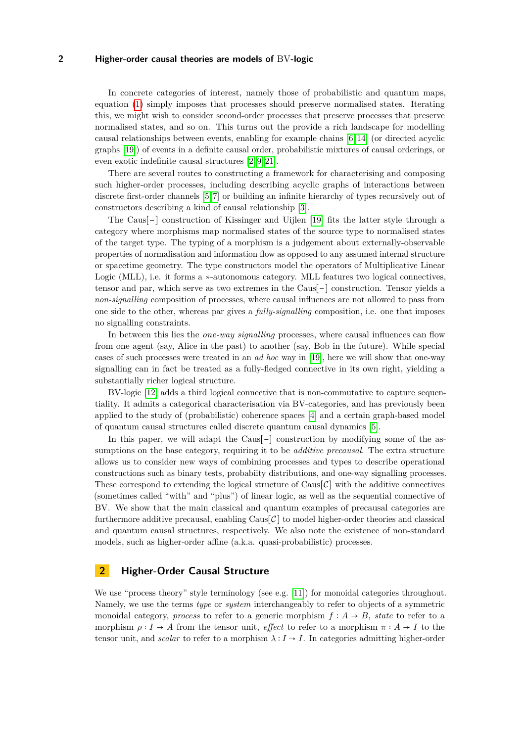In concrete categories of interest, namely those of probabilistic and quantum maps, equation (1) simply imposes that processes should preserve normalised states. Iterating this, we might wish to consider second-order processes that preserve processes that preserve normalised states, and so on. This turns out the provide a rich landscape for modelling causal relationships between events, enabling for example chains [6, 14] (or directed acyclic graphs [19]) of events in a definite causal order, probabilistic mixtures of causal orderings, or even exotic indefinite causal structures [2, 9, 21].

There are several routes to constructing a framework for characterising and composing such higher-order processes, including describing acyclic graphs of interactions between discrete first-order channels [5, 7] or building an infinite hierarchy of types recursively out of constructors describing a kind of causal relationship [3].

The Caus[−] construction of Kissinger and Uijlen [19] fits the latter style through a category where morphisms map normalised states of the source type to normalised states of the target type. The typing of a morphism is a judgement about externally-observable properties of normalisation and information flow as opposed to any assumed internal structure or spacetime geometry. The type constructors model the operators of Multiplicative Linear Logic (MLL), i.e. it forms a ∗-autonomous category. MLL features two logical connectives, tensor and par, which serve as two extremes in the Caus[−] construction. Tensor yields a *non-signalling* composition of processes, where causal influences are not allowed to pass from one side to the other, whereas par gives a *fully-signalling* composition, i.e. one that imposes no signalling constraints.

In between this lies the *one-way signalling* processes, where causal influences can flow from one agent (say, Alice in the past) to another (say, Bob in the future). While special cases of such processes were treated in an *ad hoc* way in [19], here we will show that one-way signalling can in fact be treated as a fully-fledged connective in its own right, yielding a substantially richer logical structure.

BV-logic [12] adds a third logical connective that is non-commutative to capture sequentiality. It admits a categorical characterisation via BV-categories, and has previously been applied to the study of (probabilistic) coherence spaces [4] and a certain graph-based model of quantum causal structures called discrete quantum causal dynamics [5].

In this paper, we will adapt the Caus[−] construction by modifying some of the assumptions on the base category, requiring it to be *additive precausal*. The extra structure allows us to consider new ways of combining processes and types to describe operational constructions such as binary tests, probabiity distributions, and one-way signalling processes. These correspond to extending the logical structure of Caus[$\mathcal{C}$] with the additive connectives (sometimes called "with" and "plus") of linear logic, as well as the sequential connective of BV. We show that the main classical and quantum examples of precausal categories are furthermore additive precausal, enabling Caus[$\mathcal{C}$] to model higher-order theories and classical and quantum causal structures, respectively. We also note the existence of non-standard models, such as higher-order affine (a.k.a. quasi-probabilistic) processes.

## 2 Higher-Order Causal Structure

We use "process theory" style terminology (see e.g. [11]) for monoidal categories throughout. Namely, we use the terms *type* or *system* interchangeably to refer to objects of a symmetric monoidal category, *process* to refer to a generic morphism $f : A \to B$, *state* to refer to a morphism $\rho : I \to A$ from the tensor unit, *effect* to refer to a morphism $\pi : A \to I$ to the tensor unit, and *scalar* to refer to a morphism $\lambda : I \to I$. In categories admitting higher-order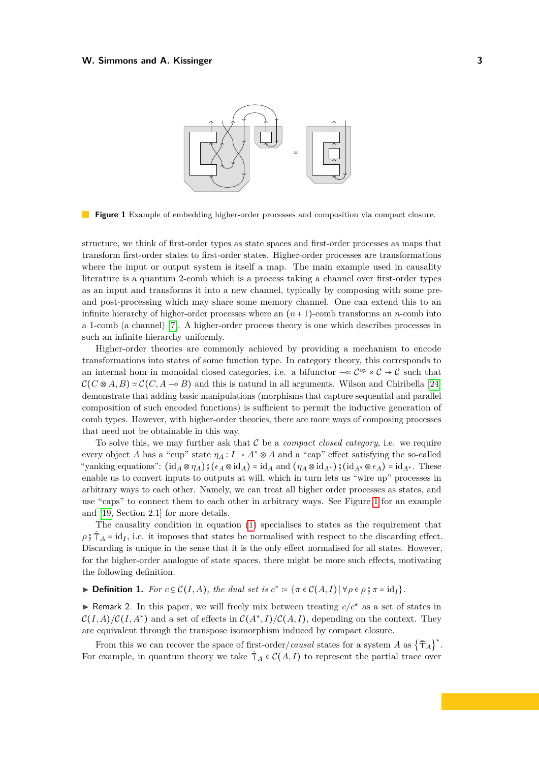**Figure 1** Example of embedding higher-order processes and composition via compact closure.

structure, we think of first-order types as state spaces and first-order processes as maps that transform first-order states to first-order states. Higher-order processes are transformations where the input or output system is itself a map. The main example used in causality literature is a quantum 2-comb which is a process taking a channel over first-order types as an input and transforms it into a new channel, typically by composing with some pre- and post-processing which may share some memory channel. One can extend this to an infinite hierarchy of higher-order processes where an $(n+1)$-comb transforms an $n$-comb into a 1-comb (a channel) [7]. A higher-order process theory is one which describes processes in such an infinite hierarchy uniformly.

Higher-order theories are commonly achieved by providing a mechanism to encode transformations into states of some function type. In category theory, this corresponds to an internal hom in monoidal closed categories, i.e. a bifunctor $\multimap : \mathcal{C}^{op} \times \mathcal{C} \to \mathcal{C}$ such that $\mathcal{C}(C \otimes A, B) \simeq \mathcal{C}(C, A \multimap B)$ and this is natural in all arguments. Wilson and Chiribella [24] demonstrate that adding basic manipulations (morphisms that capture sequential and parallel composition of such encoded functions) is sufficient to permit the inductive generation of comb types. However, with higher-order theories, there are more ways of composing processes that need not be obtainable in this way.

To solve this, we may further ask that $\mathcal{C}$ be a *compact closed category*, i.e. we require every object $A$ has a "cup" state $\eta_A : I \to A^* \otimes A$ and a "cap" effect satisfying the so-called "yanking equations": $(\mathrm{id}_A \otimes \eta_A) \,\text{\textfrac{}{}}\!; (\epsilon_A \otimes \mathrm{id}_A) = \mathrm{id}_A$ and $(\eta_A \otimes \mathrm{id}_{A^*}) \,; (\mathrm{id}_{A^*} \otimes \epsilon_A) = \mathrm{id}_{A^*}$. These enable us to convert inputs to outputs at will, which in turn lets us "wire up" processes in arbitrary ways to each other. Namely, we can treat all higher order processes as states, and use "caps" to connect them to each other in arbitrary ways. See Figure 1 for an example and [19, Section 2.1] for more details.

The causality condition in equation (1) specialises to states as the requirement that $\rho \,; \bar{\top}_A = \mathrm{id}_I$, i.e. it imposes that states be normalised with respect to the discarding effect. Discarding is unique in the sense that it is the only effect normalised for all states. However, for the higher-order analogue of state spaces, there might be more such effects, motivating the following definition.

▶ **Definition 1.** *For $c \subseteq \mathcal{C}(I, A)$, the dual set is $c^* := \{\pi \in \mathcal{C}(A, I) \mid \forall \rho \in \rho \,; \pi = \mathrm{id}_I\}$.*

▶ Remark 2. In this paper, we will freely mix between treating $c/c^*$ as a set of states in $\mathcal{C}(I, A)/\mathcal{C}(I, A^*)$ and a set of effects in $\mathcal{C}(A^*, I)/\mathcal{C}(A, I)$, depending on the context. They are equivalent through the transpose isomorphism induced by compact closure.

From this we can recover the space of first-order/*causal* states for a system $A$ as $\left\{\bar{\top}_A\right\}^*$. For example, in quantum theory we take $\bar{\top}_A \in \mathcal{C}(A, I)$ to represent the partial trace over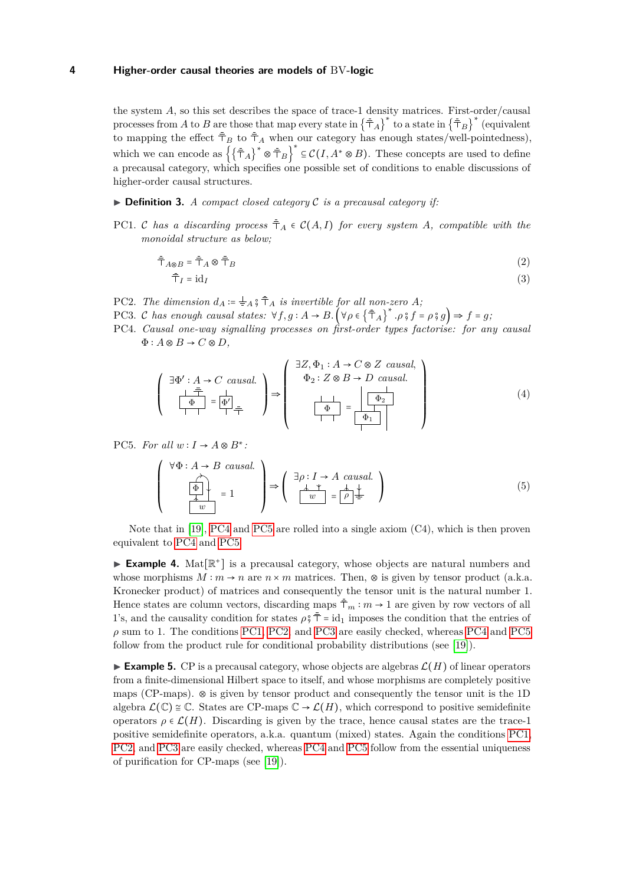the system $A$, so this set describes the space of trace-1 density matrices. First-order/causal processes from $A$ to $B$ are those that map every state in $\left\{\bar{\top}_A\right\}^*$ to a state in $\left\{\bar{\top}_B\right\}^*$ (equivalent to mapping the effect $\bar{\top}_B$ to $\bar{\top}_A$ when our category has enough states/well-pointedness), which we can encode as $\left\{\left\{\bar{\top}_A\right\}^* \otimes \bar{\top}_B\right\}^* \subseteq \mathcal{C}(I, A^* \otimes B)$. These concepts are used to define a precausal category, which specifies one possible set of conditions to enable discussions of higher-order causal structures.

▶ **Definition 3.** *A compact closed category $\mathcal{C}$ is a precausal category if:*

PC1. *$\mathcal{C}$ has a discarding process $\bar{\top}_A \in \mathcal{C}(A, I)$ for every system $A$, compatible with the monoidal structure as below;*

$$\bar{\top}_{A\otimes B} = \bar{\top}_A \otimes \bar{\top}_B \tag{2}$$

$$\bar{\top}_I = \mathrm{id}_I \tag{3}$$

PC2. *The dimension $d_A := \bar{\bot}_A \,;\, \bar{\top}_A$ is invertible for all non-zero $A$;*

PC3. *$\mathcal{C}$ has enough causal states: $\forall f, g : A \to B. \left(\forall \rho \in \left\{\bar{\top}_A\right\}^* . \rho \,;\, f = \rho \,;\, g\right) \Rightarrow f = g$;*

PC4. *Causal one-way signalling processes on first-order types factorise: for any causal $\Phi : A \otimes B \to C \otimes D$,*

$$\left(\begin{array}{c} \exists \Phi' : A \to C \text{ causal.} \\ [\text{diagram: } \Phi \text{ with output } D \text{ discarded} = \Phi' \otimes \text{discard } B] \end{array}\right) \Rightarrow \left(\begin{array}{c} \exists Z, \Phi_1 : A \to C \otimes Z \text{ causal,} \\ \Phi_2 : Z \otimes B \to D \text{ causal.} \\ [\text{diagram: } \Phi = \Phi_2 \circ (\Phi_1 \otimes \mathrm{id}_B)] \end{array}\right) \tag{4}$$

PC5. *For all $w : I \to A \otimes B^*$:*

$$\left(\begin{array}{c} \forall \Phi : A \to B \text{ causal.} \\ [\text{diagram: } w \text{ composed with } \Phi \text{ in a loop}] = 1 \end{array}\right) \Rightarrow \left(\begin{array}{c} \exists \rho : I \to A \text{ causal.} \\ [\text{diagram: } w = \rho \otimes \bar{\bot}] \end{array}\right) \tag{5}$$

Note that in [19], PC4 and PC5 are rolled into a single axiom (C4), which is then proven equivalent to PC4 and PC5.

▶ **Example 4.** Mat$[\mathbb{R}^+]$ is a precausal category, whose objects are natural numbers and whose morphisms $M : m \to n$ are $n \times m$ matrices. Then, $\otimes$ is given by tensor product (a.k.a. Kronecker product) of matrices and consequently the tensor unit is the natural number 1. Hence states are column vectors, discarding maps $\bar{\top}_m : m \to 1$ are given by row vectors of all 1's, and the causality condition for states $\rho \,;\, \bar{\top} = \mathrm{id}_1$ imposes the condition that the entries of $\rho$ sum to 1. The conditions PC1, PC2, and PC3 are easily checked, whereas PC4 and PC5 follow from the product rule for conditional probability distributions (see [19]).

▶ **Example 5.** CP is a precausal category, whose objects are algebras $\mathcal{L}(H)$ of linear operators from a finite-dimensional Hilbert space to itself, and whose morphisms are completely positive maps (CP-maps). $\otimes$ is given by tensor product and consequently the tensor unit is the 1D algebra $\mathcal{L}(\mathbb{C}) \cong \mathbb{C}$. States are CP-maps $\mathbb{C} \to \mathcal{L}(H)$, which correspond to positive semidefinite operators $\rho \in \mathcal{L}(H)$. Discarding is given by the trace, hence causal states are the trace-1 positive semidefinite operators, a.k.a. quantum (mixed) states. Again the conditions PC1, PC2, and PC3 are easily checked, whereas PC4 and PC5 follow from the essential uniqueness of purification for CP-maps (see [19]).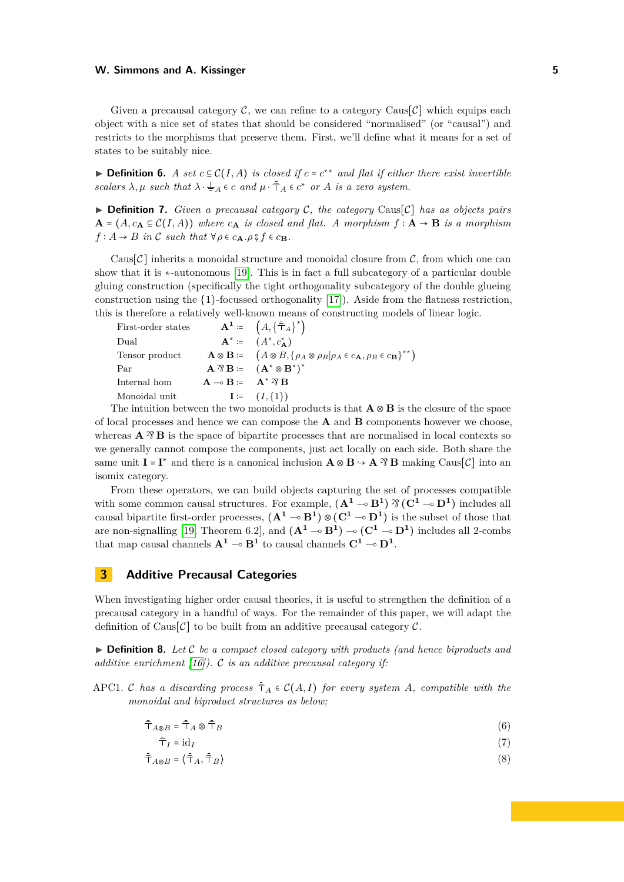Given a precausal category $\mathcal{C}$, we can refine to a category $\text{Caus}[\mathcal{C}]$ which equips each object with a nice set of states that should be considered "normalised" (or "causal") and restricts to the morphisms that preserve them. First, we'll define what it means for a set of states to be suitably nice.

▶ **Definition 6.** *A set $c \subseteq \mathcal{C}(I, A)$ is closed if $c = c^{**}$ and flat if either there exist invertible scalars $\lambda, \mu$ such that $\lambda \cdot \bar{\bar{\perp}}_A \in c$ and $\mu \cdot \bar{\bar{\top}}_A \in c^*$ or $A$ is a zero system.*

▶ **Definition 7.** *Given a precausal category $\mathcal{C}$, the category $\text{Caus}[\mathcal{C}]$ has as objects pairs $\mathbf{A} = (A, c_{\mathbf{A}} \subseteq \mathcal{C}(I, A))$ where $c_{\mathbf{A}}$ is closed and flat. A morphism $f : \mathbf{A} \to \mathbf{B}$ is a morphism $f : A \to B$ in $\mathcal{C}$ such that $\forall \rho \in c_{\mathbf{A}}.\rho \,⨟\, f \in c_{\mathbf{B}}$.*

$\text{Caus}[\mathcal{C}]$ inherits a monoidal structure and monoidal closure from $\mathcal{C}$, from which one can show that it is $*$-autonomous [19]. This is in fact a full subcategory of a particular double gluing construction (specifically the tight orthogonality subcategory of the double glueing construction using the $\{1\}$-focussed orthogonality [17]). Aside from the flatness restriction, this is therefore a relatively well-known means of constructing models of linear logic.

| | | |
|---|---|---|
| First-order states | $\mathbf{A}^1 :=$ | $\left(A, \{\bar{\bar{\top}}_A\}^*\right)$ |
| Dual | $\mathbf{A}^* :=$ | $(A^*, c^*_{\mathbf{A}})$ |
| Tensor product | $\mathbf{A} \otimes \mathbf{B} :=$ | $\left(A \otimes B, \{\rho_A \otimes \rho_B \mid \rho_A \in c_{\mathbf{A}}, \rho_B \in c_{\mathbf{B}}\}^{**}\right)$ |
| Par | $\mathbf{A} \parr \mathbf{B} :=$ | $(\mathbf{A}^* \otimes \mathbf{B}^*)^*$ |
| Internal hom | $\mathbf{A} \multimap \mathbf{B} :=$ | $\mathbf{A}^* \parr \mathbf{B}$ |
| Monoidal unit | $\mathbf{I} :=$ | $(I, \{1\})$ |

The intuition between the two monoidal products is that $\mathbf{A} \otimes \mathbf{B}$ is the closure of the space of local processes and hence we can compose the $\mathbf{A}$ and $\mathbf{B}$ components however we choose, whereas $\mathbf{A} \parr \mathbf{B}$ is the space of bipartite processes that are normalised in local contexts so we generally cannot compose the components, just act locally on each side. Both share the same unit $\mathbf{I} = \mathbf{I}^*$ and there is a canonical inclusion $\mathbf{A} \otimes \mathbf{B} \hookrightarrow \mathbf{A} \parr \mathbf{B}$ making $\text{Caus}[\mathcal{C}]$ into an isomix category.

From these operators, we can build objects capturing the set of processes compatible with some common causal structures. For example, $(\mathbf{A}^1 \multimap \mathbf{B}^1) \parr (\mathbf{C}^1 \multimap \mathbf{D}^1)$ includes all causal bipartite first-order processes, $(\mathbf{A}^1 \multimap \mathbf{B}^1) \otimes (\mathbf{C}^1 \multimap \mathbf{D}^1)$ is the subset of those that are non-signalling [19, Theorem 6.2], and $(\mathbf{A}^1 \multimap \mathbf{B}^1) \multimap (\mathbf{C}^1 \multimap \mathbf{D}^1)$ includes all 2-combs that map causal channels $\mathbf{A}^1 \multimap \mathbf{B}^1$ to causal channels $\mathbf{C}^1 \multimap \mathbf{D}^1$.

## 3 Additive Precausal Categories

When investigating higher order causal theories, it is useful to strengthen the definition of a precausal category in a handful of ways. For the remainder of this paper, we will adapt the definition of $\text{Caus}[\mathcal{C}]$ to be built from an additive precausal category $\mathcal{C}$.

▶ **Definition 8.** *Let $\mathcal{C}$ be a compact closed category with products (and hence biproducts and additive enrichment [16]). $\mathcal{C}$ is an additive precausal category if:*

APC1. *$\mathcal{C}$ has a discarding process $\bar{\bar{\top}}_A \in \mathcal{C}(A, I)$ for every system $A$, compatible with the monoidal and biproduct structures as below;*

$$\bar{\bar{\top}}_{A \otimes B} = \bar{\bar{\top}}_A \otimes \bar{\bar{\top}}_B \tag{6}$$

$$\bar{\bar{\top}}_I = \text{id}_I \tag{7}$$

$$\bar{\bar{\top}}_{A \oplus B} = \langle \bar{\bar{\top}}_A, \bar{\bar{\top}}_B \rangle \tag{8}$$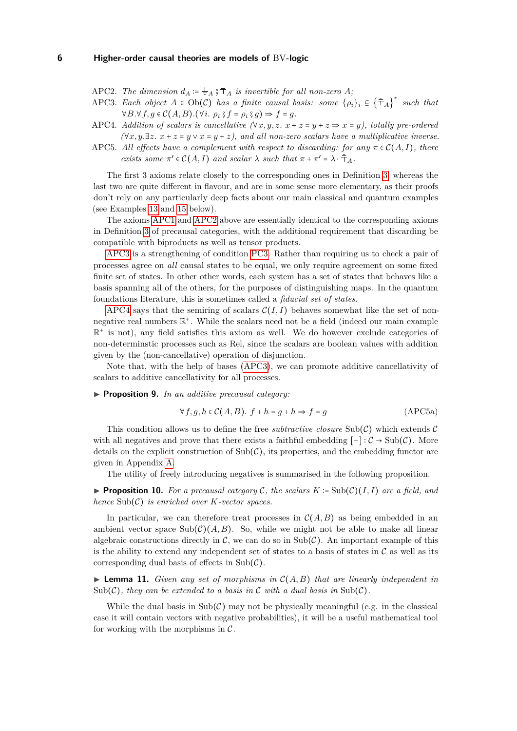APC2. *The dimension* $d_A := \bar{\bot}_A \,\mathbin{⨾}\, \bar{\top}_A$ *is invertible for all non-zero* $A$*;*

APC3. *Each object* $A \in \mathrm{Ob}(\mathcal{C})$ *has a finite causal basis: some* $\{\rho_i\}_i \subseteq \left\{\bar{\top}_A\right\}^*$ *such that* $\forall B. \forall f, g \in \mathcal{C}(A, B). (\forall i.\ \rho_i \,⨾\, f = \rho_i \,⨾\, g) \Rightarrow f = g$.

APC4. *Addition of scalars is cancellative* ($\forall x, y, z.\ x + z = y + z \Rightarrow x = y$)*, totally pre-ordered* ($\forall x, y. \exists z.\ x + z = y \vee x = y + z$)*, and all non-zero scalars have a multiplicative inverse.*

APC5. *All effects have a complement with respect to discarding: for any* $\pi \in \mathcal{C}(A, I)$*, there exists some* $\pi' \in \mathcal{C}(A, I)$ *and scalar* $\lambda$ *such that* $\pi + \pi' = \lambda \cdot \bar{\top}_A$.

The first 3 axioms relate closely to the corresponding ones in Definition 3, whereas the last two are quite different in flavour, and are in some sense more elementary, as their proofs don't rely on any particularly deep facts about our main classical and quantum examples (see Examples 13 and 15 below).

The axioms APC1 and APC2 above are essentially identical to the corresponding axioms in Definition 3 of precausal categories, with the additional requirement that discarding be compatible with biproducts as well as tensor products.

APC3 is a strengthening of condition PC3. Rather than requiring us to check a pair of processes agree on *all* causal states to be equal, we only require agreement on some fixed finite set of states. In other other words, each system has a set of states that behaves like a basis spanning all of the others, for the purposes of distinguishing maps. In the quantum foundations literature, this is sometimes called a *fiducial set of states*.

APC4 says that the semiring of scalars $\mathcal{C}(I, I)$ behaves somewhat like the set of non-negative real numbers $\mathbb{R}^+$. While the scalars need not be a field (indeed our main example $\mathbb{R}^+$ is not), any field satisfies this axiom as well. We do however exclude categories of non-determinstic processes such as Rel, since the scalars are boolean values with addition given by the (non-cancellative) operation of disjunction.

Note that, with the help of bases (APC3), we can promote additive cancellativity of scalars to additive cancellativity for all processes.

▶ **Proposition 9.** *In an additive precausal category:*

$$\forall f, g, h \in \mathcal{C}(A, B).\ f + h = g + h \Rightarrow f = g \tag{APC5a}$$

This condition allows us to define the free *subtractive closure* $\mathrm{Sub}(\mathcal{C})$ which extends $\mathcal{C}$ with all negatives and prove that there exists a faithful embedding $[-] : \mathcal{C} \to \mathrm{Sub}(\mathcal{C})$. More details on the explicit construction of $\mathrm{Sub}(\mathcal{C})$, its properties, and the embedding functor are given in Appendix A.

The utility of freely introducing negatives is summarised in the following proposition.

▶ **Proposition 10.** *For a precausal category* $\mathcal{C}$*, the scalars* $K := \mathrm{Sub}(\mathcal{C})(I, I)$ *are a field, and hence* $\mathrm{Sub}(\mathcal{C})$ *is enriched over* $K$*-vector spaces.*

In particular, we can therefore treat processes in $\mathcal{C}(A, B)$ as being embedded in an ambient vector space $\mathrm{Sub}(\mathcal{C})(A, B)$. So, while we might not be able to make all linear algebraic constructions directly in $\mathcal{C}$, we can do so in $\mathrm{Sub}(\mathcal{C})$. An important example of this is the ability to extend any independent set of states to a basis of states in $\mathcal{C}$ as well as its corresponding dual basis of effects in $\mathrm{Sub}(\mathcal{C})$.

▶ **Lemma 11.** *Given any set of morphisms in* $\mathcal{C}(A, B)$ *that are linearly independent in* $\mathrm{Sub}(\mathcal{C})$*, they can be extended to a basis in* $\mathcal{C}$ *with a dual basis in* $\mathrm{Sub}(\mathcal{C})$*.*

While the dual basis in $\mathrm{Sub}(\mathcal{C})$ may not be physically meaningful (e.g. in the classical case it will contain vectors with negative probabilities), it will be a useful mathematical tool for working with the morphisms in $\mathcal{C}$.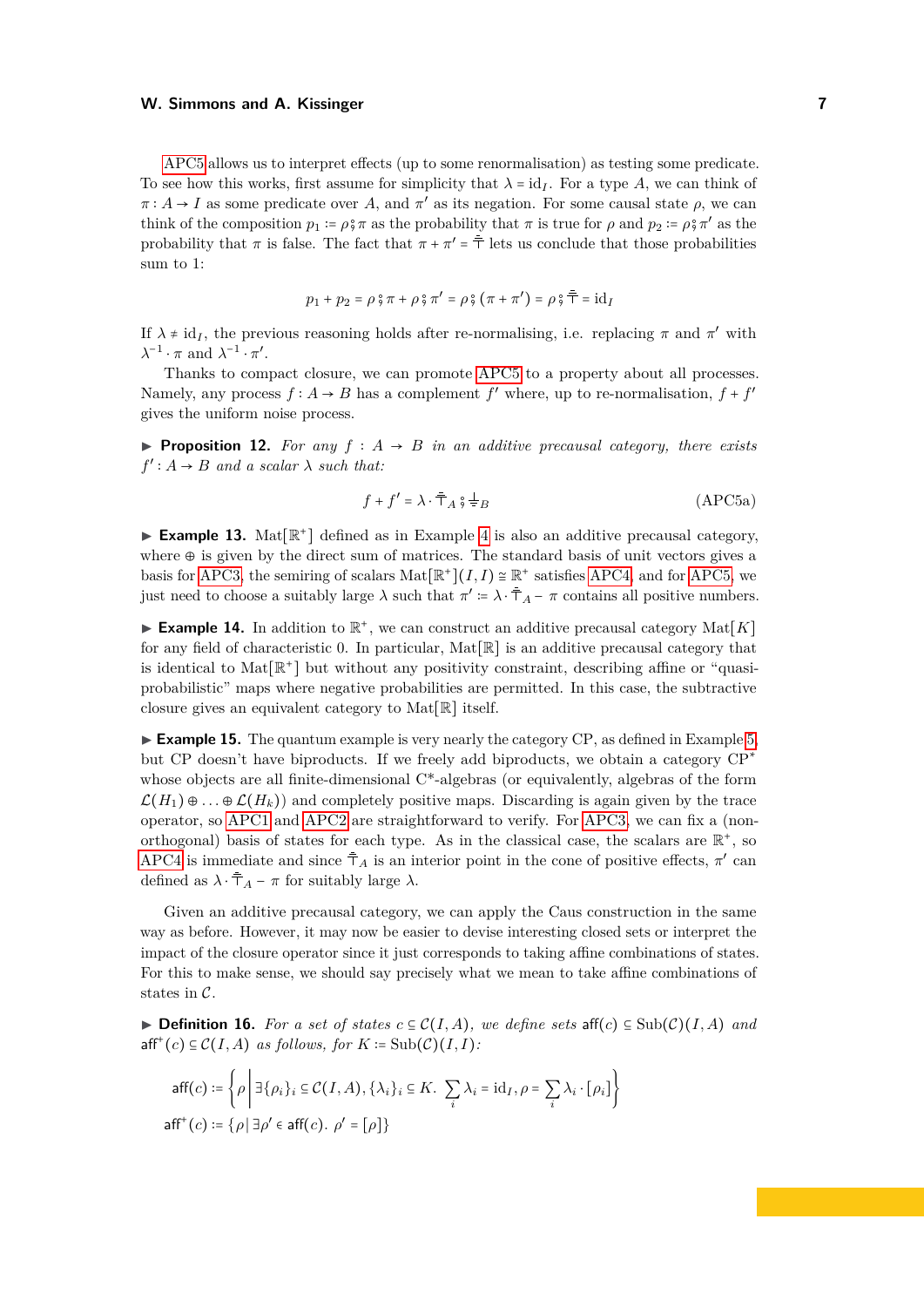APC5 allows us to interpret effects (up to some renormalisation) as testing some predicate. To see how this works, first assume for simplicity that $\lambda = \mathrm{id}_I$. For a type $A$, we can think of $\pi : A \to I$ as some predicate over $A$, and $\pi'$ as its negation. For some causal state $\rho$, we can think of the composition $p_1 := \rho \,;\, \pi$ as the probability that $\pi$ is true for $\rho$ and $p_2 := \rho \,;\, \pi'$ as the probability that $\pi$ is false. The fact that $\pi + \pi' = \bar{\top}$ lets us conclude that those probabilities sum to 1:

$$p_1 + p_2 = \rho \,;\, \pi + \rho \,;\, \pi' = \rho \,;\, (\pi + \pi') = \rho \,;\, \bar{\top} = \mathrm{id}_I$$

If $\lambda \neq \mathrm{id}_I$, the previous reasoning holds after re-normalising, i.e. replacing $\pi$ and $\pi'$ with $\lambda^{-1} \cdot \pi$ and $\lambda^{-1} \cdot \pi'$.

Thanks to compact closure, we can promote APC5 to a property about all processes. Namely, any process $f : A \to B$ has a complement $f'$ where, up to re-normalisation, $f + f'$ gives the uniform noise process.

▶ **Proposition 12.** *For any $f : A \to B$ in an additive precausal category, there exists $f' : A \to B$ and a scalar $\lambda$ such that:*

$$f + f' = \lambda \cdot \bar{\top}_A \,;\, \bar{\bot}_B \tag{APC5a}$$

▶ **Example 13.** $\mathrm{Mat}[\mathbb{R}^+]$ defined as in Example 4 is also an additive precausal category, where $\oplus$ is given by the direct sum of matrices. The standard basis of unit vectors gives a basis for APC3, the semiring of scalars $\mathrm{Mat}[\mathbb{R}^+](I, I) \cong \mathbb{R}^+$ satisfies APC4, and for APC5, we just need to choose a suitably large $\lambda$ such that $\pi' := \lambda \cdot \bar{\top}_A - \pi$ contains all positive numbers.

▶ **Example 14.** In addition to $\mathbb{R}^+$, we can construct an additive precausal category $\mathrm{Mat}[K]$ for any field of characteristic 0. In particular, $\mathrm{Mat}[\mathbb{R}]$ is an additive precausal category that is identical to $\mathrm{Mat}[\mathbb{R}^+]$ but without any positivity constraint, describing affine or "quasi-probabilistic" maps where negative probabilities are permitted. In this case, the subtractive closure gives an equivalent category to $\mathrm{Mat}[\mathbb{R}]$ itself.

▶ **Example 15.** The quantum example is very nearly the category CP, as defined in Example 5, but CP doesn't have biproducts. If we freely add biproducts, we obtain a category $\mathrm{CP}^*$ whose objects are all finite-dimensional C*-algebras (or equivalently, algebras of the form $\mathcal{L}(H_1) \oplus \ldots \oplus \mathcal{L}(H_k)$) and completely positive maps. Discarding is again given by the trace operator, so APC1 and APC2 are straightforward to verify. For APC3, we can fix a (non-orthogonal) basis of states for each type. As in the classical case, the scalars are $\mathbb{R}^+$, so APC4 is immediate and since $\bar{\top}_A$ is an interior point in the cone of positive effects, $\pi'$ can defined as $\lambda \cdot \bar{\top}_A - \pi$ for suitably large $\lambda$.

Given an additive precausal category, we can apply the Caus construction in the same way as before. However, it may now be easier to devise interesting closed sets or interpret the impact of the closure operator since it just corresponds to taking affine combinations of states. For this to make sense, we should say precisely what we mean to take affine combinations of states in $\mathcal{C}$.

▶ **Definition 16.** *For a set of states $c \subseteq \mathcal{C}(I, A)$, we define sets $\mathsf{aff}(c) \subseteq \mathrm{Sub}(\mathcal{C})(I, A)$ and $\mathsf{aff}^+(c) \subseteq \mathcal{C}(I, A)$ as follows, for $K := \mathrm{Sub}(\mathcal{C})(I, I)$:*

$$\mathsf{aff}(c) := \left\{ \rho \;\middle|\; \exists \{\rho_i\}_i \subseteq \mathcal{C}(I, A), \{\lambda_i\}_i \subseteq K.\; \sum_i \lambda_i = \mathrm{id}_I, \rho = \sum_i \lambda_i \cdot [\rho_i] \right\}$$

$$\mathsf{aff}^+(c) := \{\rho \mid \exists \rho' \in \mathsf{aff}(c).\; \rho' = [\rho]\}$$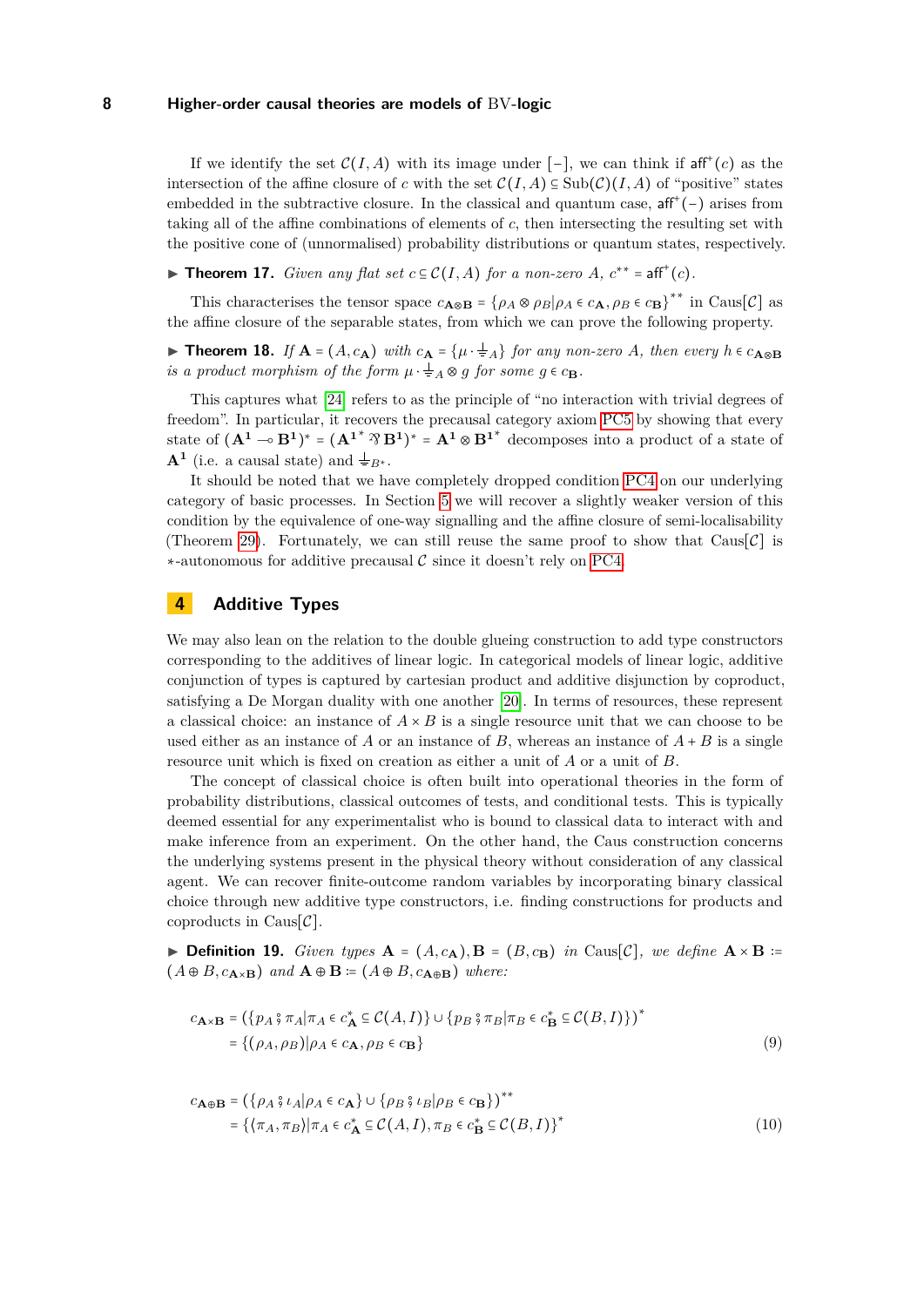If we identify the set $\mathcal{C}(I, A)$ with its image under $[-]$, we can think if $\mathsf{aff}^+(c)$ as the intersection of the affine closure of $c$ with the set $\mathcal{C}(I, A) \subseteq \mathrm{Sub}(\mathcal{C})(I, A)$ of "positive" states embedded in the subtractive closure. In the classical and quantum case, $\mathsf{aff}^+(-)$ arises from taking all of the affine combinations of elements of $c$, then intersecting the resulting set with the positive cone of (unnormalised) probability distributions or quantum states, respectively.

▶ **Theorem 17.** *Given any flat set $c \subseteq \mathcal{C}(I, A)$ for a non-zero $A$, $c^{**} = \mathsf{aff}^+(c)$.*

This characterises the tensor space $c_{\mathbf{A} \otimes \mathbf{B}} = \{\rho_A \otimes \rho_B | \rho_A \in c_{\mathbf{A}}, \rho_B \in c_{\mathbf{B}}\}^{**}$ in $\mathrm{Caus}[\mathcal{C}]$ as the affine closure of the separable states, from which we can prove the following property.

▶ **Theorem 18.** *If $\mathbf{A} = (A, c_{\mathbf{A}})$ with $c_{\mathbf{A}} = \{\mu \cdot \bar{\top}_A\}$ for any non-zero $A$, then every $h \in c_{\mathbf{A} \otimes \mathbf{B}}$ is a product morphism of the form $\mu \cdot \bar{\top}_A \otimes g$ for some $g \in c_{\mathbf{B}}$.*

This captures what [24] refers to as the principle of "no interaction with trivial degrees of freedom". In particular, it recovers the precausal category axiom PC5 by showing that every state of $(\mathbf{A^1} \multimap \mathbf{B^1})^* = (\mathbf{A^1}^* \parr \mathbf{B^1})^* = \mathbf{A^1} \otimes \mathbf{B^1}^*$ decomposes into a product of a state of $\mathbf{A^1}$ (i.e. a causal state) and $\bar{\top}_{B^*}$.

It should be noted that we have completely dropped condition PC4 on our underlying category of basic processes. In Section 5 we will recover a slightly weaker version of this condition by the equivalence of one-way signalling and the affine closure of semi-localisability (Theorem 29). Fortunately, we can still reuse the same proof to show that $\mathrm{Caus}[\mathcal{C}]$ is $*$-autonomous for additive precausal $\mathcal{C}$ since it doesn't rely on PC4.

## 4 Additive Types

We may also lean on the relation to the double glueing construction to add type constructors corresponding to the additives of linear logic. In categorical models of linear logic, additive conjunction of types is captured by cartesian product and additive disjunction by coproduct, satisfying a De Morgan duality with one another [20]. In terms of resources, these represent a classical choice: an instance of $A \times B$ is a single resource unit that we can choose to be used either as an instance of $A$ or an instance of $B$, whereas an instance of $A + B$ is a single resource unit which is fixed on creation as either a unit of $A$ or a unit of $B$.

The concept of classical choice is often built into operational theories in the form of probability distributions, classical outcomes of tests, and conditional tests. This is typically deemed essential for any experimentalist who is bound to classical data to interact with and make inference from an experiment. On the other hand, the Caus construction concerns the underlying systems present in the physical theory without consideration of any classical agent. We can recover finite-outcome random variables by incorporating binary classical choice through new additive type constructors, i.e. finding constructions for products and coproducts in $\mathrm{Caus}[\mathcal{C}]$.

▶ **Definition 19.** *Given types $\mathbf{A} = (A, c_{\mathbf{A}}), \mathbf{B} = (B, c_{\mathbf{B}})$ in $\mathrm{Caus}[\mathcal{C}]$, we define $\mathbf{A} \times \mathbf{B} \coloneqq (A \oplus B, c_{\mathbf{A} \times \mathbf{B}})$ and $\mathbf{A} \oplus \mathbf{B} \coloneqq (A \oplus B, c_{\mathbf{A} \oplus \mathbf{B}})$ where:*

$$\begin{aligned} c_{\mathbf{A} \times \mathbf{B}} &= \left(\{p_A \fatsemi \pi_A | \pi_A \in c_{\mathbf{A}}^* \subseteq \mathcal{C}(A, I)\} \cup \{p_B \fatsemi \pi_B | \pi_B \in c_{\mathbf{B}}^* \subseteq \mathcal{C}(B, I)\}\right)^* \\ &= \{(\rho_A, \rho_B) | \rho_A \in c_{\mathbf{A}}, \rho_B \in c_{\mathbf{B}}\} \end{aligned} \tag{9}$$

$$\begin{aligned} c_{\mathbf{A} \oplus \mathbf{B}} &= \left(\{\rho_A \fatsemi \iota_A | \rho_A \in c_{\mathbf{A}}\} \cup \{\rho_B \fatsemi \iota_B | \rho_B \in c_{\mathbf{B}}\}\right)^{**} \\ &= \{\langle \pi_A, \pi_B \rangle | \pi_A \in c_{\mathbf{A}}^* \subseteq \mathcal{C}(A, I), \pi_B \in c_{\mathbf{B}}^* \subseteq \mathcal{C}(B, I)\}^* \end{aligned} \tag{10}$$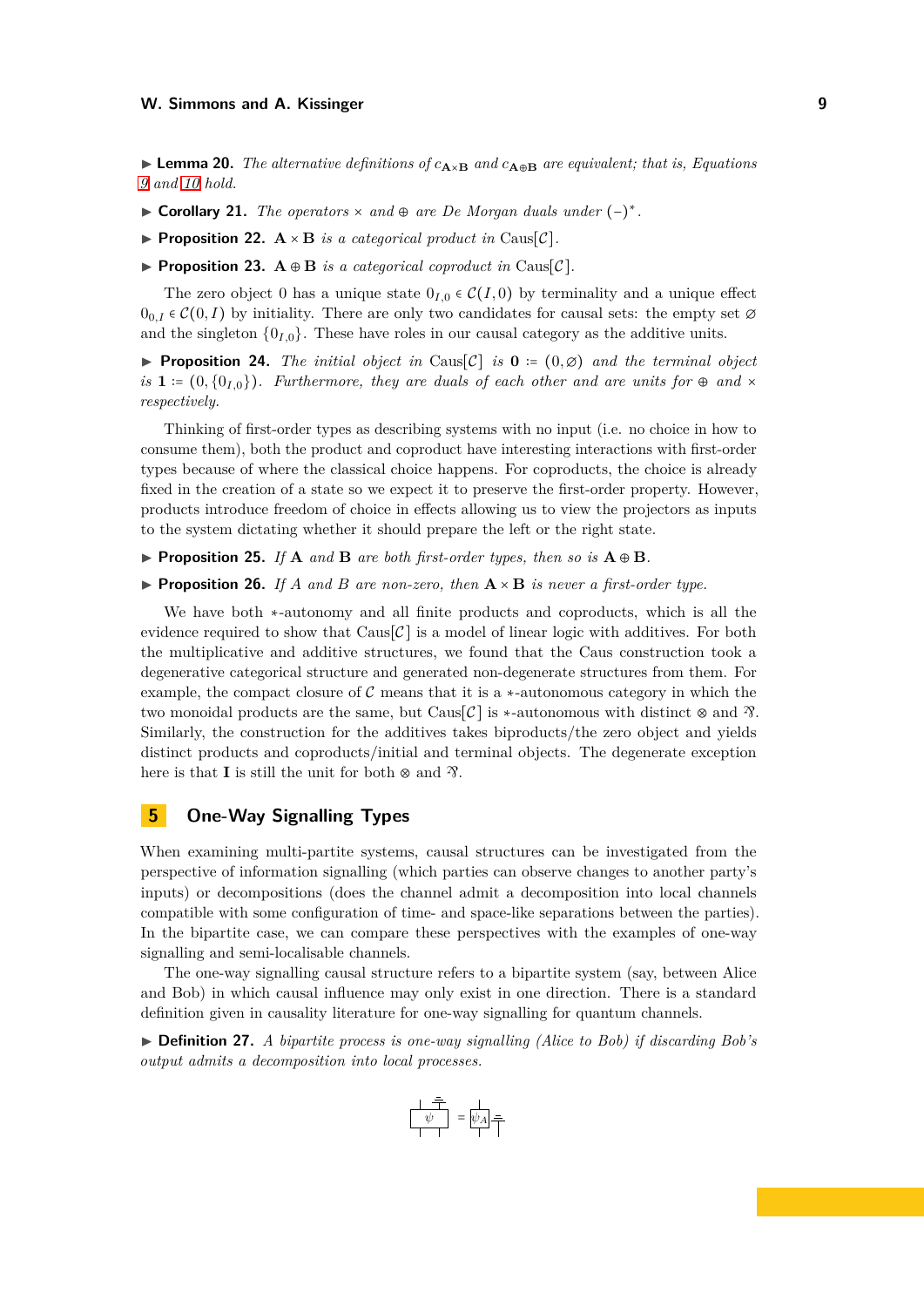▶ **Lemma 20.** *The alternative definitions of $c_{\mathbf{A}\times\mathbf{B}}$ and $c_{\mathbf{A}\oplus\mathbf{B}}$ are equivalent; that is, Equations 9 and 10 hold.*

▶ **Corollary 21.** *The operators $\times$ and $\oplus$ are De Morgan duals under $(-)^*$.*

▶ **Proposition 22.** *$\mathbf{A} \times \mathbf{B}$ is a categorical product in $\mathrm{Caus}[\mathcal{C}]$.*

▶ **Proposition 23.** *$\mathbf{A} \oplus \mathbf{B}$ is a categorical coproduct in $\mathrm{Caus}[\mathcal{C}]$.*

The zero object $0$ has a unique state $0_{I,0} \in \mathcal{C}(I, 0)$ by terminality and a unique effect $0_{0,I} \in \mathcal{C}(0, I)$ by initiality. There are only two candidates for causal sets: the empty set $\varnothing$ and the singleton $\{0_{I,0}\}$. These have roles in our causal category as the additive units.

▶ **Proposition 24.** *The initial object in $\mathrm{Caus}[\mathcal{C}]$ is $\mathbf{0} := (0, \varnothing)$ and the terminal object is $\mathbf{1} := (0, \{0_{I,0}\})$. Furthermore, they are duals of each other and are units for $\oplus$ and $\times$ respectively.*

Thinking of first-order types as describing systems with no input (i.e. no choice in how to consume them), both the product and coproduct have interesting interactions with first-order types because of where the classical choice happens. For coproducts, the choice is already fixed in the creation of a state so we expect it to preserve the first-order property. However, products introduce freedom of choice in effects allowing us to view the projectors as inputs to the system dictating whether it should prepare the left or the right state.

▶ **Proposition 25.** *If $\mathbf{A}$ and $\mathbf{B}$ are both first-order types, then so is $\mathbf{A} \oplus \mathbf{B}$.*

▶ **Proposition 26.** *If $A$ and $B$ are non-zero, then $\mathbf{A} \times \mathbf{B}$ is never a first-order type.*

We have both $*$-autonomy and all finite products and coproducts, which is all the evidence required to show that $\mathrm{Caus}[\mathcal{C}]$ is a model of linear logic with additives. For both the multiplicative and additive structures, we found that the Caus construction took a degenerative categorical structure and generated non-degenerate structures from them. For example, the compact closure of $\mathcal{C}$ means that it is a $*$-autonomous category in which the two monoidal products are the same, but $\mathrm{Caus}[\mathcal{C}]$ is $*$-autonomous with distinct $\otimes$ and $\parr$. Similarly, the construction for the additives takes biproducts/the zero object and yields distinct products and coproducts/initial and terminal objects. The degenerate exception here is that $\mathbf{I}$ is still the unit for both $\otimes$ and $\parr$.

## 5 One-Way Signalling Types

When examining multi-partite systems, causal structures can be investigated from the perspective of information signalling (which parties can observe changes to another party's inputs) or decompositions (does the channel admit a decomposition into local channels compatible with some configuration of time- and space-like separations between the parties). In the bipartite case, we can compare these perspectives with the examples of one-way signalling and semi-localisable channels.

The one-way signalling causal structure refers to a bipartite system (say, between Alice and Bob) in which causal influence may only exist in one direction. There is a standard definition given in causality literature for one-way signalling for quantum channels.

▶ **Definition 27.** *A bipartite process is one-way signalling (Alice to Bob) if discarding Bob's output admits a decomposition into local processes.*

$$\psi \text{ (with Bob's output discarded)} = \psi_A \text{ (with discard on Bob's input)}$$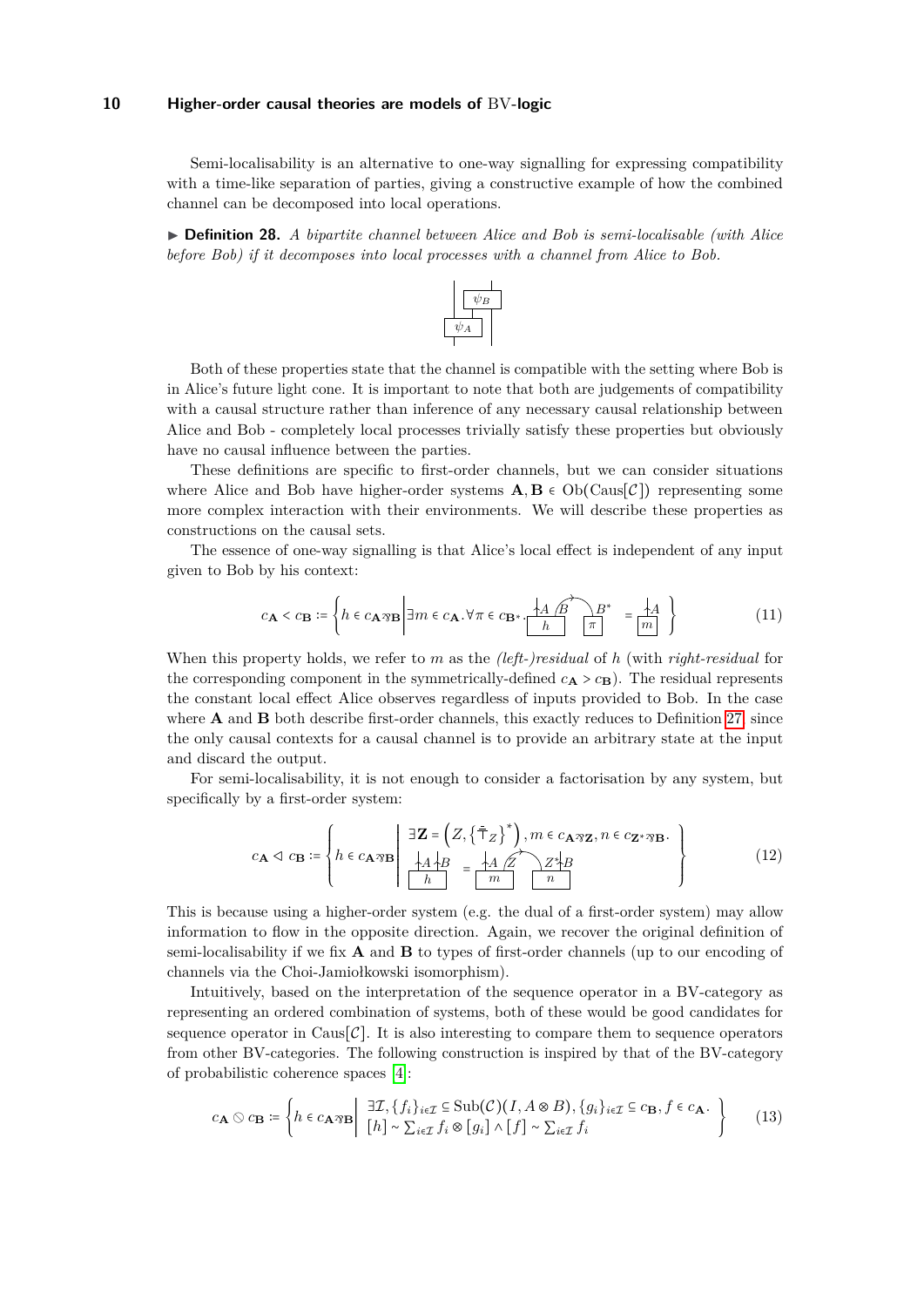Semi-localisability is an alternative to one-way signalling for expressing compatibility with a time-like separation of parties, giving a constructive example of how the combined channel can be decomposed into local operations.

▶ **Definition 28.** *A bipartite channel between Alice and Bob is semi-localisable (with Alice before Bob) if it decomposes into local processes with a channel from Alice to Bob.*

Both of these properties state that the channel is compatible with the setting where Bob is in Alice's future light cone. It is important to note that both are judgements of compatibility with a causal structure rather than inference of any necessary causal relationship between Alice and Bob - completely local processes trivially satisfy these properties but obviously have no causal influence between the parties.

These definitions are specific to first-order channels, but we can consider situations where Alice and Bob have higher-order systems $\mathbf{A}, \mathbf{B} \in \mathrm{Ob}(\mathrm{Caus}[\mathcal{C}])$ representing some more complex interaction with their environments. We will describe these properties as constructions on the causal sets.

The essence of one-way signalling is that Alice's local effect is independent of any input given to Bob by his context:

$$c_{\mathbf{A}} < c_{\mathbf{B}} \coloneqq \left\{ h \in c_{\mathbf{A} \parr \mathbf{B}} \middle| \exists m \in c_{\mathbf{A}}. \forall \pi \in c_{\mathbf{B}^*}. \; (h \text{ with } B \text{ connected to } \pi) = m \right\} \tag{11}$$

When this property holds, we refer to $m$ as the *(left-)residual* of $h$ (with *right-residual* for the corresponding component in the symmetrically-defined $c_{\mathbf{A}} > c_{\mathbf{B}}$). The residual represents the constant local effect Alice observes regardless of inputs provided to Bob. In the case where $\mathbf{A}$ and $\mathbf{B}$ both describe first-order channels, this exactly reduces to Definition 27, since the only causal contexts for a causal channel is to provide an arbitrary state at the input and discard the output.

For semi-localisability, it is not enough to consider a factorisation by any system, but specifically by a first-order system:

$$c_{\mathbf{A}} \lhd c_{\mathbf{B}} \coloneqq \left\{ h \in c_{\mathbf{A} \parr \mathbf{B}} \middle| \begin{array}{l} \exists \mathbf{Z} = \left( Z, \{ \bar{\top}_Z \}^* \right), m \in c_{\mathbf{A} \parr \mathbf{Z}}, n \in c_{\mathbf{Z}^* \parr \mathbf{B}}. \\ h = (m \text{ with } Z \text{ connected to } Z^* \text{ of } n) \end{array} \right\} \tag{12}$$

This is because using a higher-order system (e.g. the dual of a first-order system) may allow information to flow in the opposite direction. Again, we recover the original definition of semi-localisability if we fix $\mathbf{A}$ and $\mathbf{B}$ to types of first-order channels (up to our encoding of channels via the Choi-Jamiołkowski isomorphism).

Intuitively, based on the interpretation of the sequence operator in a BV-category as representing an ordered combination of systems, both of these would be good candidates for sequence operator in $\mathrm{Caus}[\mathcal{C}]$. It is also interesting to compare them to sequence operators from other BV-categories. The following construction is inspired by that of the BV-category of probabilistic coherence spaces [4]:

$$c_{\mathbf{A}} \oslash c_{\mathbf{B}} \coloneqq \left\{ h \in c_{\mathbf{A} \parr \mathbf{B}} \middle| \begin{array}{l} \exists \mathcal{I}, \{f_i\}_{i \in \mathcal{I}} \subseteq \mathrm{Sub}(\mathcal{C})(I, A \otimes B), \{g_i\}_{i \in \mathcal{I}} \subseteq c_{\mathbf{B}}, f \in c_{\mathbf{A}}. \\ [h] \sim \sum_{i \in \mathcal{I}} f_i \otimes [g_i] \wedge [f] \sim \sum_{i \in \mathcal{I}} f_i \end{array} \right\} \tag{13}$$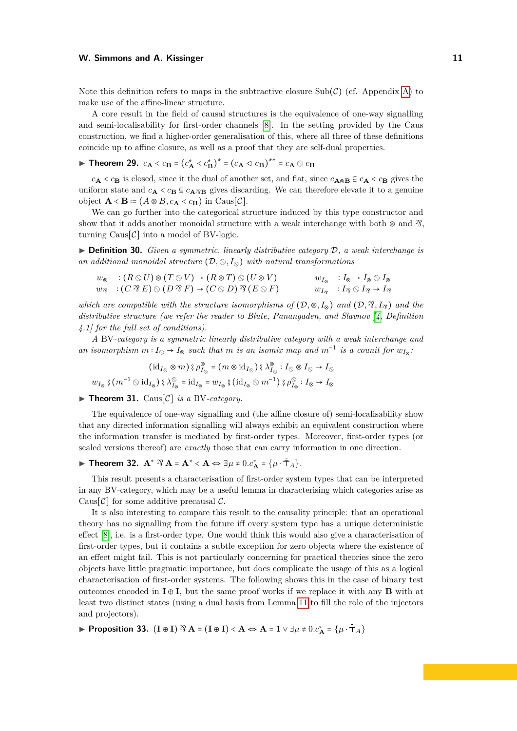Note this definition refers to maps in the subtractive closure $\text{Sub}(\mathcal{C})$ (cf. Appendix A) to make use of the affine-linear structure.

A core result in the field of causal structures is the equivalence of one-way signalling and semi-localisability for first-order channels [8]. In the setting provided by the Caus construction, we find a higher-order generalisation of this, where all three of these definitions coincide up to affine closure, as well as a proof that they are self-dual properties.

▶ **Theorem 29.** $c_{\mathbf{A}} < c_{\mathbf{B}} = (c_{\mathbf{A}}^{*} < c_{\mathbf{B}}^{*})^{*} = (c_{\mathbf{A}} \lhd c_{\mathbf{B}})^{**} = c_{\mathbf{A}} \oslash c_{\mathbf{B}}$

$c_{\mathbf{A}} < c_{\mathbf{B}}$ is closed, since it the dual of another set, and flat, since $c_{\mathbf{A}\otimes\mathbf{B}} \subseteq c_{\mathbf{A}} < c_{\mathbf{B}}$ gives the uniform state and $c_{\mathbf{A}} < c_{\mathbf{B}} \subseteq c_{\mathbf{A}\parr\mathbf{B}}$ gives discarding. We can therefore elevate it to a genuine object $\mathbf{A} < \mathbf{B} := (A \otimes B, c_{\mathbf{A}} < c_{\mathbf{B}})$ in $\text{Caus}[\mathcal{C}]$.

We can go further into the categorical structure induced by this type constructor and show that it adds another monoidal structure with a weak interchange with both $\otimes$ and $\parr$, turning $\text{Caus}[\mathcal{C}]$ into a model of BV-logic.

▶ **Definition 30.** *Given a symmetric, linearly distributive category $\mathcal{D}$, a weak interchange is an additional monoidal structure $(\mathcal{D}, \oslash, I_{\oslash})$ with natural transformations*

$$
\begin{aligned}
w_{\otimes} &: (R \oslash U) \otimes (T \oslash V) \to (R \otimes T) \oslash (U \otimes V) & \quad w_{I_{\otimes}} &: I_{\otimes} \to I_{\otimes} \oslash I_{\otimes} \\
w_{\parr} &: (C \parr E) \oslash (D \parr F) \to (C \oslash D) \parr (E \oslash F) & \quad w_{I_{\parr}} &: I_{\parr} \oslash I_{\parr} \to I_{\parr}
\end{aligned}
$$

*which are compatible with the structure isomorphisms of $(\mathcal{D}, \otimes, I_{\otimes})$ and $(\mathcal{D}, \parr, I_{\parr})$ and the distributive structure (we refer the reader to Blute, Panangaden, and Slavnov [4, Definition 4.1] for the full set of conditions).*

*A* BV*-category is a symmetric linearly distributive category with a weak interchange and an isomorphism $m : I_{\oslash} \to I_{\otimes}$ such that $m$ is an isomix map and $m^{-1}$ is a counit for $w_{I_{\otimes}}$:*

$$
(\text{id}_{I_{\oslash}} \otimes m) \fatsemi \rho^{\otimes}_{I_{\oslash}} = (m \otimes \text{id}_{I_{\oslash}}) \fatsemi \lambda^{\otimes}_{I_{\oslash}} : I_{\oslash} \otimes I_{\oslash} \to I_{\oslash}
$$

$$
w_{I_{\otimes}} \fatsemi (m^{-1} \oslash \text{id}_{I_{\otimes}}) \fatsemi \lambda^{\oslash}_{I_{\otimes}} = \text{id}_{I_{\otimes}} = w_{I_{\otimes}} \fatsemi (\text{id}_{I_{\otimes}} \oslash m^{-1}) \fatsemi \rho^{\oslash}_{I_{\otimes}} : I_{\otimes} \to I_{\otimes}
$$

▶ **Theorem 31.** $\text{Caus}[\mathcal{C}]$ *is a* BV*-category.*

The equivalence of one-way signalling and (the affine closure of) semi-localisability show that any directed information signalling will always exhibit an equivalent construction where the information transfer is mediated by first-order types. Moreover, first-order types (or scaled versions thereof) are *exactly* those that can carry information in one direction.

▶ **Theorem 32.** $\mathbf{A}^{*} \parr \mathbf{A} = \mathbf{A}^{*} < \mathbf{A} \Leftrightarrow \exists \mu \neq 0 . c_{\mathbf{A}}^{*} = \{\mu \cdot \bar{\top}\}$.

This result presents a characterisation of first-order system types that can be interpreted in any BV-category, which may be a useful lemma in characterising which categories arise as $\text{Caus}[\mathcal{C}]$ for some additive precausal $\mathcal{C}$.

It is also interesting to compare this result to the causality principle: that an operational theory has no signalling from the future iff every system type has a unique deterministic effect [8], i.e. is a first-order type. One would think this would also give a characterisation of first-order types, but it contains a subtle exception for zero objects where the existence of an effect might fail. This is not particularly concerning for practical theories since the zero objects have little pragmatic importance, but does complicate the usage of this as a logical characterisation of first-order systems. The following shows this in the case of binary test outcomes encoded in $\mathbf{I} \oplus \mathbf{I}$, but the same proof works if we replace it with any $\mathbf{B}$ with at least two distinct states (using a dual basis from Lemma 11 to fill the role of the injectors and projectors).

▶ **Proposition 33.** $(\mathbf{I} \oplus \mathbf{I}) \parr \mathbf{A} = (\mathbf{I} \oplus \mathbf{I}) < \mathbf{A} \Leftrightarrow \mathbf{A} = \mathbf{1} \vee \exists \mu \neq 0 . c_{\mathbf{A}}^{*} = \{\mu \cdot \bar{\top}_{A}\}$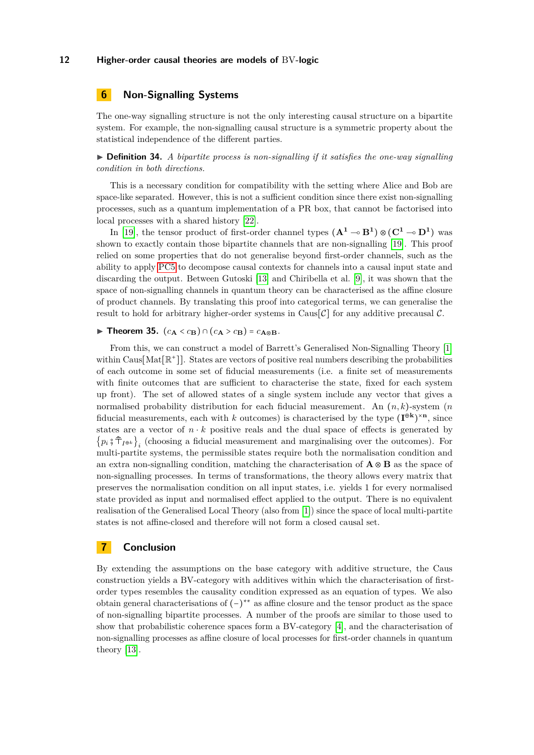## 6 Non-Signalling Systems

The one-way signalling structure is not the only interesting causal structure on a bipartite system. For example, the non-signalling causal structure is a symmetric property about the statistical independence of the different parties.

▶ **Definition 34.** *A bipartite process is non-signalling if it satisfies the one-way signalling condition in both directions.*

This is a necessary condition for compatibility with the setting where Alice and Bob are space-like separated. However, this is not a sufficient condition since there exist non-signalling processes, such as a quantum implementation of a PR box, that cannot be factorised into local processes with a shared history [22].

In [19], the tensor product of first-order channel types $(\mathbf{A^1} \multimap \mathbf{B^1}) \otimes (\mathbf{C^1} \multimap \mathbf{D^1})$ was shown to exactly contain those bipartite channels that are non-signalling [19]. This proof relied on some properties that do not generalise beyond first-order channels, such as the ability to apply PC5 to decompose causal contexts for channels into a causal input state and discarding the output. Between Gutoski [13] and Chiribella et al. [9], it was shown that the space of non-signalling channels in quantum theory can be characterised as the affine closure of product channels. By translating this proof into categorical terms, we can generalise the result to hold for arbitrary higher-order systems in Caus$[\mathcal{C}]$ for any additive precausal $\mathcal{C}$.

▶ **Theorem 35.** $(c_{\mathbf{A}} < c_{\mathbf{B}}) \cap (c_{\mathbf{A}} > c_{\mathbf{B}}) = c_{\mathbf{A} \otimes \mathbf{B}}$.

From this, we can construct a model of Barrett's Generalised Non-Signalling Theory [1] within Caus$[\mathrm{Mat}[\mathbb{R}^+]]$. States are vectors of positive real numbers describing the probabilities of each outcome in some set of fiducial measurements (i.e. a finite set of measurements with finite outcomes that are sufficient to characterise the state, fixed for each system up front). The set of allowed states of a single system include any vector that gives a normalised probability distribution for each fiducial measurement. An $(n, k)$-system ($n$ fiducial measurements, each with $k$ outcomes) is characterised by the type $(\mathbf{I^{\oplus k}})^{\times \mathbf{n}}$, since states are a vector of $n \cdot k$ positive reals and the dual space of effects is generated by $\left\{p_i \,⨾\, \bar{\top}_{I^{\oplus k}}\right\}_i$ (choosing a fiducial measurement and marginalising over the outcomes). For multi-partite systems, the permissible states require both the normalisation condition and an extra non-signalling condition, matching the characterisation of $\mathbf{A} \otimes \mathbf{B}$ as the space of non-signalling processes. In terms of transformations, the theory allows every matrix that preserves the normalisation condition on all input states, i.e. yields 1 for every normalised state provided as input and normalised effect applied to the output. There is no equivalent realisation of the Generalised Local Theory (also from [1]) since the space of local multi-partite states is not affine-closed and therefore will not form a closed causal set.

## 7 Conclusion

By extending the assumptions on the base category with additive structure, the Caus construction yields a BV-category with additives within which the characterisation of first-order types resembles the causality condition expressed as an equation of types. We also obtain general characterisations of $(-)^{**}$ as affine closure and the tensor product as the space of non-signalling bipartite processes. A number of the proofs are similar to those used to show that probabilistic coherence spaces form a BV-category [4], and the characterisation of non-signalling processes as affine closure of local processes for first-order channels in quantum theory [13].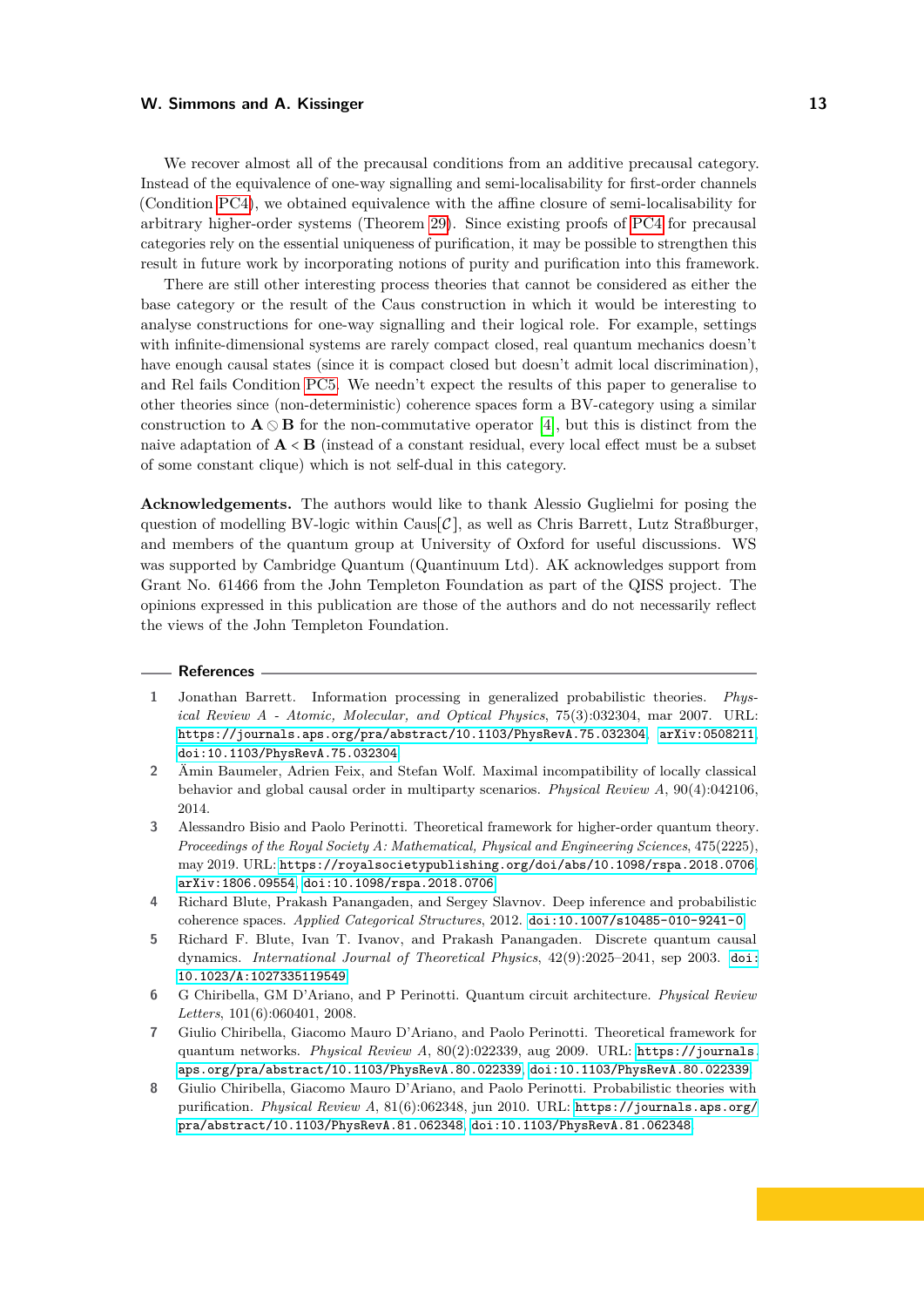We recover almost all of the precausal conditions from an additive precausal category. Instead of the equivalence of one-way signalling and semi-localisability for first-order channels (Condition PC4), we obtained equivalence with the affine closure of semi-localisability for arbitrary higher-order systems (Theorem 29). Since existing proofs of PC4 for precausal categories rely on the essential uniqueness of purification, it may be possible to strengthen this result in future work by incorporating notions of purity and purification into this framework.

There are still other interesting process theories that cannot be considered as either the base category or the result of the Caus construction in which it would be interesting to analyse constructions for one-way signalling and their logical role. For example, settings with infinite-dimensional systems are rarely compact closed, real quantum mechanics doesn't have enough causal states (since it is compact closed but doesn't admit local discrimination), and Rel fails Condition PC5. We needn't expect the results of this paper to generalise to other theories since (non-deterministic) coherence spaces form a BV-category using a similar construction to $\mathbf{A} \oslash \mathbf{B}$ for the non-commutative operator [4], but this is distinct from the naive adaptation of $\mathbf{A} < \mathbf{B}$ (instead of a constant residual, every local effect must be a subset of some constant clique) which is not self-dual in this category.

**Acknowledgements.** The authors would like to thank Alessio Guglielmi for posing the question of modelling BV-logic within Caus[$\mathcal{C}$], as well as Chris Barrett, Lutz Straßburger, and members of the quantum group at University of Oxford for useful discussions. WS was supported by Cambridge Quantum (Quantinuum Ltd). AK acknowledges support from Grant No. 61466 from the John Templeton Foundation as part of the QISS project. The opinions expressed in this publication are those of the authors and do not necessarily reflect the views of the John Templeton Foundation.

## References

1. Jonathan Barrett. Information processing in generalized probabilistic theories. *Physical Review A - Atomic, Molecular, and Optical Physics*, 75(3):032304, mar 2007. URL: https://journals.aps.org/pra/abstract/10.1103/PhysRevA.75.032304, arXiv:0508211, doi:10.1103/PhysRevA.75.032304.
2. Ämin Baumeler, Adrien Feix, and Stefan Wolf. Maximal incompatibility of locally classical behavior and global causal order in multiparty scenarios. *Physical Review A*, 90(4):042106, 2014.
3. Alessandro Bisio and Paolo Perinotti. Theoretical framework for higher-order quantum theory. *Proceedings of the Royal Society A: Mathematical, Physical and Engineering Sciences*, 475(2225), may 2019. URL: https://royalsocietypublishing.org/doi/abs/10.1098/rspa.2018.0706, arXiv:1806.09554, doi:10.1098/rspa.2018.0706.
4. Richard Blute, Prakash Panangaden, and Sergey Slavnov. Deep inference and probabilistic coherence spaces. *Applied Categorical Structures*, 2012. doi:10.1007/s10485-010-9241-0.
5. Richard F. Blute, Ivan T. Ivanov, and Prakash Panangaden. Discrete quantum causal dynamics. *International Journal of Theoretical Physics*, 42(9):2025–2041, sep 2003. doi:10.1023/A:1027335119549.
6. G Chiribella, GM D'Ariano, and P Perinotti. Quantum circuit architecture. *Physical Review Letters*, 101(6):060401, 2008.
7. Giulio Chiribella, Giacomo Mauro D'Ariano, and Paolo Perinotti. Theoretical framework for quantum networks. *Physical Review A*, 80(2):022339, aug 2009. URL: https://journals.aps.org/pra/abstract/10.1103/PhysRevA.80.022339, doi:10.1103/PhysRevA.80.022339.
8. Giulio Chiribella, Giacomo Mauro D'Ariano, and Paolo Perinotti. Probabilistic theories with purification. *Physical Review A*, 81(6):062348, jun 2010. URL: https://journals.aps.org/pra/abstract/10.1103/PhysRevA.81.062348, doi:10.1103/PhysRevA.81.062348.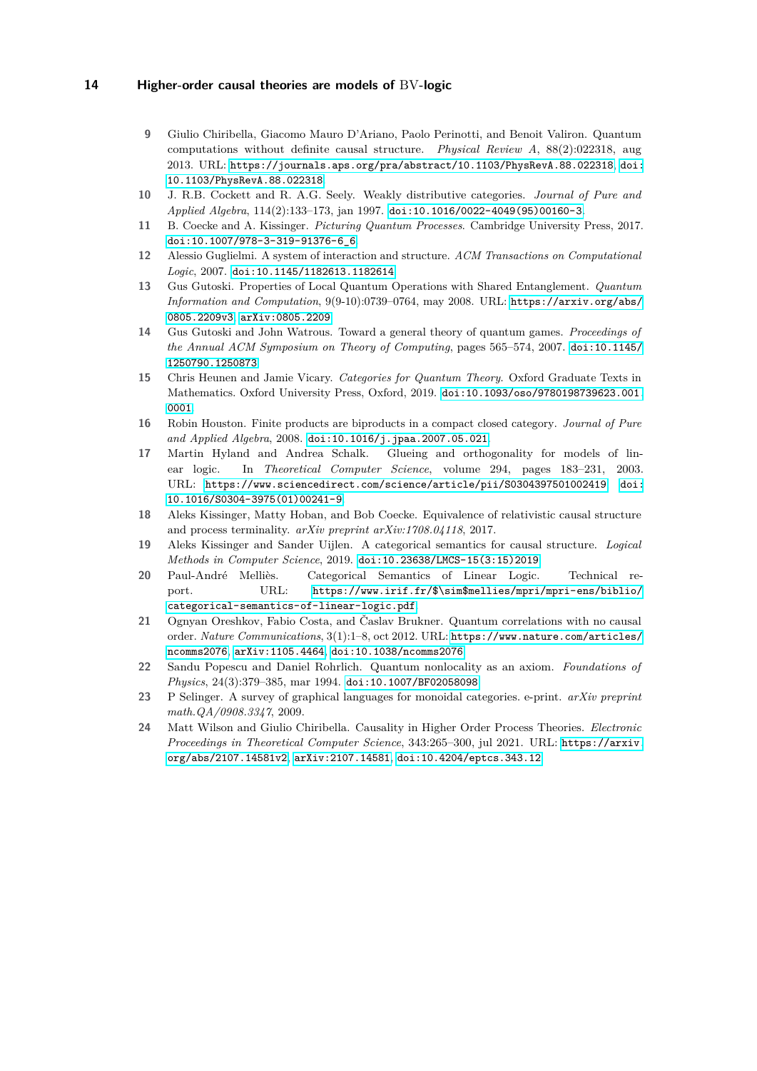9. Giulio Chiribella, Giacomo Mauro D'Ariano, Paolo Perinotti, and Benoit Valiron. Quantum computations without definite causal structure. *Physical Review A*, 88(2):022318, aug 2013. URL: https://journals.aps.org/pra/abstract/10.1103/PhysRevA.88.022318, doi:10.1103/PhysRevA.88.022318.
10. J. R.B. Cockett and R. A.G. Seely. Weakly distributive categories. *Journal of Pure and Applied Algebra*, 114(2):133–173, jan 1997. doi:10.1016/0022-4049(95)00160-3.
11. B. Coecke and A. Kissinger. *Picturing Quantum Processes*. Cambridge University Press, 2017. doi:10.1007/978-3-319-91376-6_6.
12. Alessio Guglielmi. A system of interaction and structure. *ACM Transactions on Computational Logic*, 2007. doi:10.1145/1182613.1182614.
13. Gus Gutoski. Properties of Local Quantum Operations with Shared Entanglement. *Quantum Information and Computation*, 9(9-10):0739–0764, may 2008. URL: https://arxiv.org/abs/0805.2209v3, arXiv:0805.2209.
14. Gus Gutoski and John Watrous. Toward a general theory of quantum games. *Proceedings of the Annual ACM Symposium on Theory of Computing*, pages 565–574, 2007. doi:10.1145/1250790.1250873.
15. Chris Heunen and Jamie Vicary. *Categories for Quantum Theory*. Oxford Graduate Texts in Mathematics. Oxford University Press, Oxford, 2019. doi:10.1093/oso/9780198739623.001.0001.
16. Robin Houston. Finite products are biproducts in a compact closed category. *Journal of Pure and Applied Algebra*, 2008. doi:10.1016/j.jpaa.2007.05.021.
17. Martin Hyland and Andrea Schalk. Glueing and orthogonality for models of linear logic. In *Theoretical Computer Science*, volume 294, pages 183–231, 2003. URL: https://www.sciencedirect.com/science/article/pii/S0304397501002419, doi:10.1016/S0304-3975(01)00241-9.
18. Aleks Kissinger, Matty Hoban, and Bob Coecke. Equivalence of relativistic causal structure and process terminality. *arXiv preprint arXiv:1708.04118*, 2017.
19. Aleks Kissinger and Sander Uijlen. A categorical semantics for causal structure. *Logical Methods in Computer Science*, 2019. doi:10.23638/LMCS-15(3:15)2019.
20. Paul-André Melliès. Categorical Semantics of Linear Logic. Technical report. URL: https://www.irif.fr/$\sim$mellies/mpri/mpri-ens/biblio/categorical-semantics-of-linear-logic.pdf.
21. Ognyan Oreshkov, Fabio Costa, and Časlav Brukner. Quantum correlations with no causal order. *Nature Communications*, 3(1):1–8, oct 2012. URL: https://www.nature.com/articles/ncomms2076, arXiv:1105.4464, doi:10.1038/ncomms2076.
22. Sandu Popescu and Daniel Rohrlich. Quantum nonlocality as an axiom. *Foundations of Physics*, 24(3):379–385, mar 1994. doi:10.1007/BF02058098.
23. P Selinger. A survey of graphical languages for monoidal categories. e-print. *arXiv preprint math.QA/0908.3347*, 2009.
24. Matt Wilson and Giulio Chiribella. Causality in Higher Order Process Theories. *Electronic Proceedings in Theoretical Computer Science*, 343:265–300, jul 2021. URL: https://arxiv.org/abs/2107.14581v2, arXiv:2107.14581, doi:10.4204/eptcs.343.12.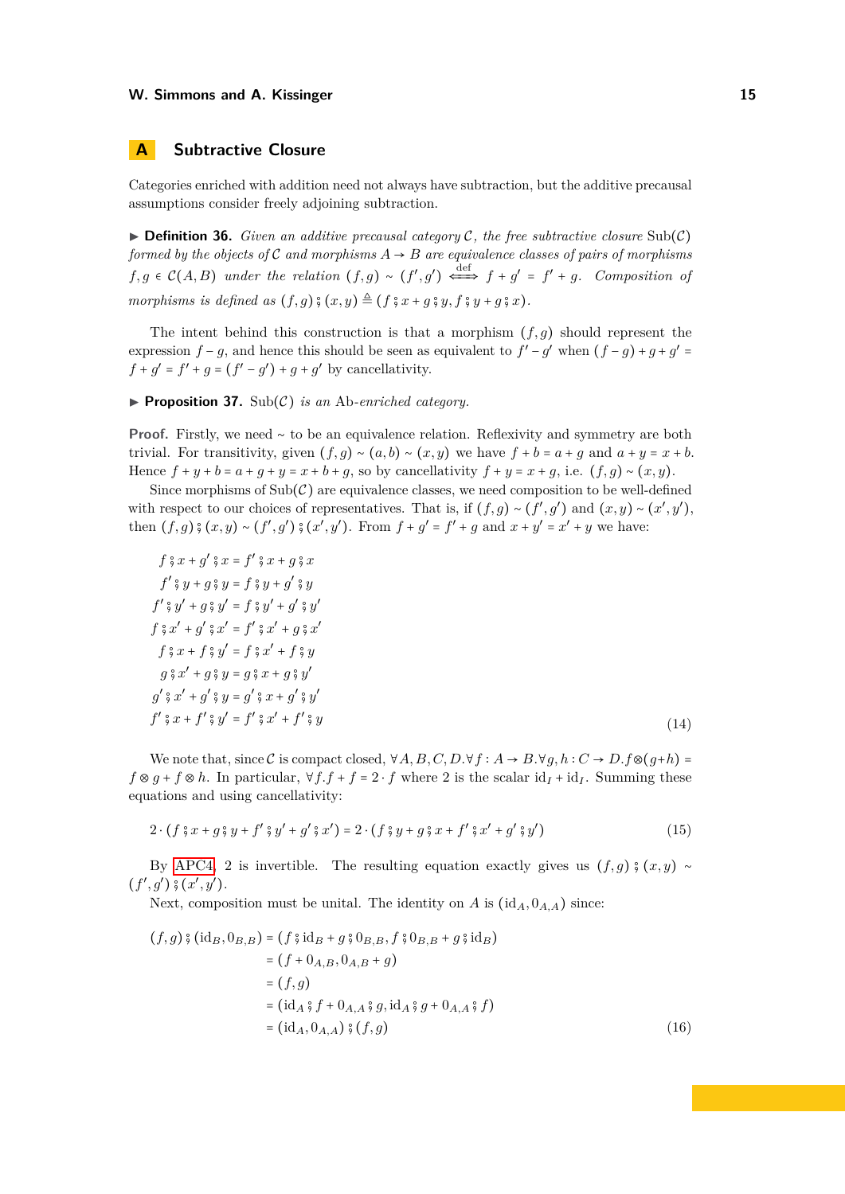## A Subtractive Closure

Categories enriched with addition need not always have subtraction, but the additive precausal assumptions consider freely adjoining subtraction.

▶ **Definition 36.** *Given an additive precausal category $\mathcal{C}$, the free subtractive closure* $\mathrm{Sub}(\mathcal{C})$ *formed by the objects of $\mathcal{C}$ and morphisms $A \to B$ are equivalence classes of pairs of morphisms $f, g \in \mathcal{C}(A,B)$ under the relation $(f,g) \sim (f',g') \overset{\text{def}}{\iff} f + g' = f' + g$. Composition of morphisms is defined as $(f,g) \fatsemi (x,y) \triangleq (f \fatsemi x + g \fatsemi y, f \fatsemi y + g \fatsemi x)$.*

The intent behind this construction is that a morphism $(f,g)$ should represent the expression $f - g$, and hence this should be seen as equivalent to $f' - g'$ when $(f-g)+g+g' = f + g' = f' + g = (f'-g') + g + g'$ by cancellativity.

▶ **Proposition 37.** $\mathrm{Sub}(\mathcal{C})$ *is an* Ab*-enriched category.*

**Proof.** Firstly, we need $\sim$ to be an equivalence relation. Reflexivity and symmetry are both trivial. For transitivity, given $(f,g) \sim (a,b) \sim (x,y)$ we have $f + b = a + g$ and $a + y = x + b$. Hence $f + y + b = a + g + y = x + b + g$, so by cancellativity $f + y = x + g$, i.e. $(f,g) \sim (x,y)$.

Since morphisms of $\mathrm{Sub}(\mathcal{C})$ are equivalence classes, we need composition to be well-defined with respect to our choices of representatives. That is, if $(f,g) \sim (f',g')$ and $(x,y) \sim (x',y')$, then $(f,g) \fatsemi (x,y) \sim (f',g') \fatsemi (x',y')$. From $f + g' = f' + g$ and $x + y' = x' + y$ we have:

$$
\begin{aligned}
f \fatsemi x + g' \fatsemi x &= f' \fatsemi x + g \fatsemi x \\
f' \fatsemi y + g \fatsemi y &= f \fatsemi y + g' \fatsemi y \\
f' \fatsemi y' + g \fatsemi y' &= f \fatsemi y' + g' \fatsemi y' \\
f \fatsemi x' + g' \fatsemi x' &= f' \fatsemi x' + g \fatsemi x' \\
f \fatsemi x + f \fatsemi y' &= f \fatsemi x' + f \fatsemi y \\
g \fatsemi x' + g \fatsemi y &= g \fatsemi x + g \fatsemi y' \\
g' \fatsemi x' + g' \fatsemi y &= g' \fatsemi x + g' \fatsemi y' \\
f' \fatsemi x + f' \fatsemi y' &= f' \fatsemi x' + f' \fatsemi y
\end{aligned}
\tag{14}
$$

We note that, since $\mathcal{C}$ is compact closed, $\forall A, B, C, D. \forall f : A \to B. \forall g, h : C \to D. f \otimes (g+h) = f \otimes g + f \otimes h$. In particular, $\forall f. f + f = 2 \cdot f$ where 2 is the scalar $\mathrm{id}_I + \mathrm{id}_I$. Summing these equations and using cancellativity:

$$
2 \cdot (f \fatsemi x + g \fatsemi y + f' \fatsemi y' + g' \fatsemi x') = 2 \cdot (f \fatsemi y + g \fatsemi x + f' \fatsemi x' + g' \fatsemi y') \tag{15}
$$

By APC4, 2 is invertible. The resulting equation exactly gives us $(f,g) \fatsemi (x,y) \sim (f',g') \fatsemi (x',y')$.

Next, composition must be unital. The identity on $A$ is $(\mathrm{id}_A, 0_{A,A})$ since:

$$
\begin{aligned}
(f,g) \fatsemi (\mathrm{id}_B, 0_{B,B}) &= (f \fatsemi \mathrm{id}_B + g \fatsemi 0_{B,B}, f \fatsemi 0_{B,B} + g \fatsemi \mathrm{id}_B) \\
&= (f + 0_{A,B}, 0_{A,B} + g) \\
&= (f,g) \\
&= (\mathrm{id}_A \fatsemi f + 0_{A,A} \fatsemi g, \mathrm{id}_A \fatsemi g + 0_{A,A} \fatsemi f) \\
&= (\mathrm{id}_A, 0_{A,A}) \fatsemi (f,g)
\end{aligned}
\tag{16}
$$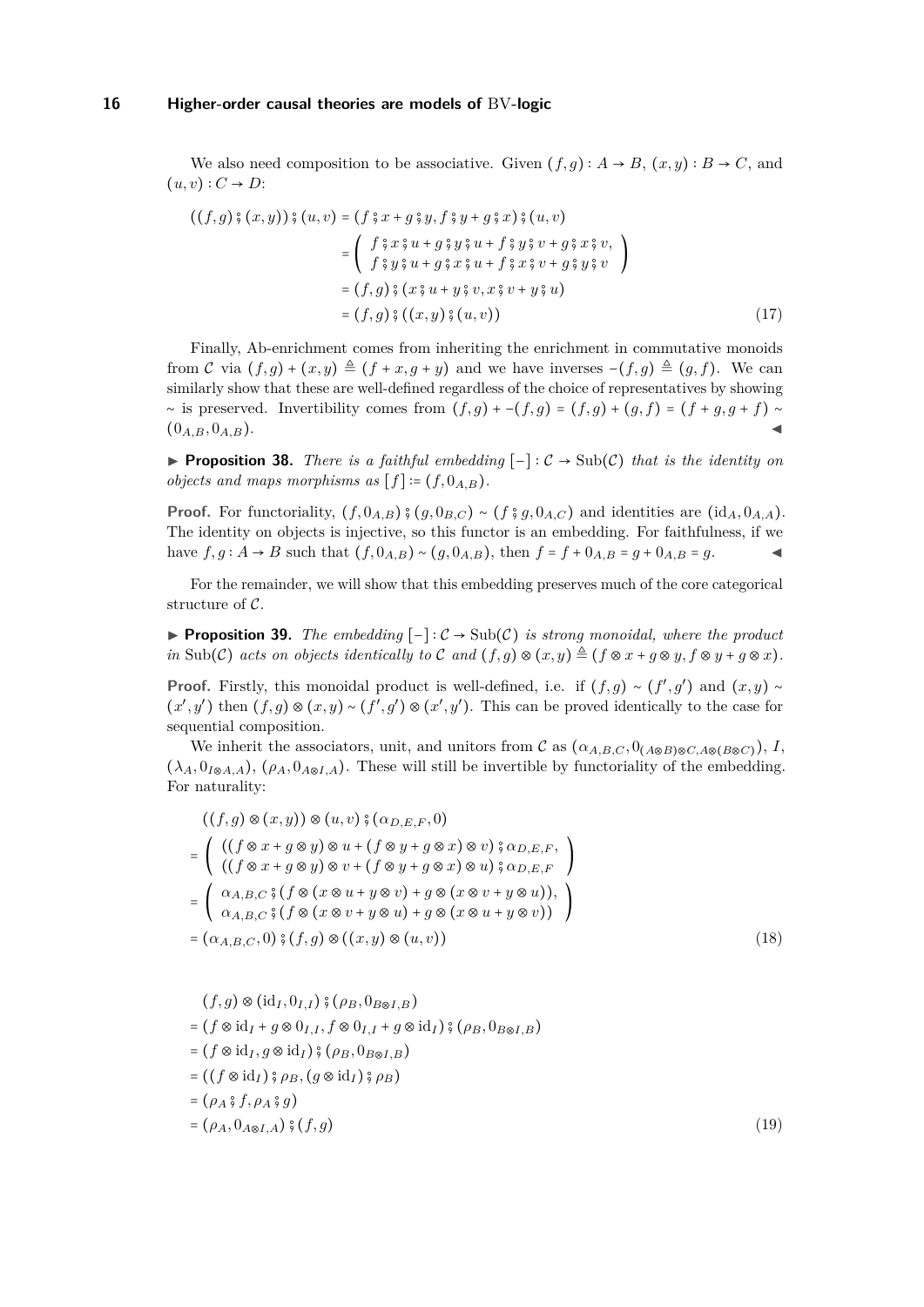We also need composition to be associative. Given $(f,g) : A \to B$, $(x,y) : B \to C$, and $(u,v) : C \to D$:

$$
\begin{aligned}
((f,g) \fatsemi (x,y)) \fatsemi (u,v) &= (f \fatsemi x + g \fatsemi y, f \fatsemi y + g \fatsemi x) \fatsemi (u,v) \\
&= \begin{pmatrix} f \fatsemi x \fatsemi u + g \fatsemi y \fatsemi u + f \fatsemi y \fatsemi v + g \fatsemi x \fatsemi v, \\ f \fatsemi y \fatsemi u + g \fatsemi x \fatsemi u + f \fatsemi x \fatsemi v + g \fatsemi y \fatsemi v \end{pmatrix} \\
&= (f,g) \fatsemi (x \fatsemi u + y \fatsemi v, x \fatsemi v + y \fatsemi u) \\
&= (f,g) \fatsemi ((x,y) \fatsemi (u,v))
\end{aligned} \tag{17}
$$

Finally, Ab-enrichment comes from inheriting the enrichment in commutative monoids from $\mathcal{C}$ via $(f,g) + (x,y) \triangleq (f + x, g + y)$ and we have inverses $-(f,g) \triangleq (g,f)$. We can similarly show that these are well-defined regardless of the choice of representatives by showing $\sim$ is preserved. Invertibility comes from $(f,g) + -(f,g) = (f,g) + (g,f) = (f+g, g+f) \sim (0_{A,B}, 0_{A,B})$. ◀

▶ **Proposition 38.** *There is a faithful embedding* $[-] : \mathcal{C} \to \mathrm{Sub}(\mathcal{C})$ *that is the identity on objects and maps morphisms as* $[f] \coloneqq (f, 0_{A,B})$.

**Proof.** For functoriality, $(f, 0_{A,B}) \fatsemi (g, 0_{B,C}) \sim (f \fatsemi g, 0_{A,C})$ and identities are $(\mathrm{id}_A, 0_{A,A})$. The identity on objects is injective, so this functor is an embedding. For faithfulness, if we have $f, g : A \to B$ such that $(f, 0_{A,B}) \sim (g, 0_{A,B})$, then $f = f + 0_{A,B} = g + 0_{A,B} = g$. ◀

For the remainder, we will show that this embedding preserves much of the core categorical structure of $\mathcal{C}$.

▶ **Proposition 39.** *The embedding* $[-] : \mathcal{C} \to \mathrm{Sub}(\mathcal{C})$ *is strong monoidal, where the product in* $\mathrm{Sub}(\mathcal{C})$ *acts on objects identically to* $\mathcal{C}$ *and* $(f,g) \otimes (x,y) \triangleq (f \otimes x + g \otimes y, f \otimes y + g \otimes x)$.

**Proof.** Firstly, this monoidal product is well-defined, i.e. if $(f,g) \sim (f',g')$ and $(x,y) \sim (x',y')$ then $(f,g) \otimes (x,y) \sim (f',g') \otimes (x',y')$. This can be proved identically to the case for sequential composition.

We inherit the associators, unit, and unitors from $\mathcal{C}$ as $(\alpha_{A,B,C}, 0_{(A\otimes B)\otimes C, A\otimes(B\otimes C)})$, $I$, $(\lambda_A, 0_{I\otimes A,A})$, $(\rho_A, 0_{A\otimes I,A})$. These will still be invertible by functoriality of the embedding. For naturality:

$$
\begin{aligned}
&((f,g) \otimes (x,y)) \otimes (u,v) \fatsemi (\alpha_{D,E,F}, 0) \\
&= \begin{pmatrix} ((f \otimes x + g \otimes y) \otimes u + (f \otimes y + g \otimes x) \otimes v) \fatsemi \alpha_{D,E,F}, \\ ((f \otimes x + g \otimes y) \otimes v + (f \otimes y + g \otimes x) \otimes u) \fatsemi \alpha_{D,E,F} \end{pmatrix} \\
&= \begin{pmatrix} \alpha_{A,B,C} \fatsemi (f \otimes (x \otimes u + y \otimes v) + g \otimes (x \otimes v + y \otimes u)), \\ \alpha_{A,B,C} \fatsemi (f \otimes (x \otimes v + y \otimes u) + g \otimes (x \otimes u + y \otimes v)) \end{pmatrix} \\
&= (\alpha_{A,B,C}, 0) \fatsemi (f,g) \otimes ((x,y) \otimes (u,v))
\end{aligned} \tag{18}
$$

$$
\begin{aligned}
&(f,g) \otimes (\mathrm{id}_I, 0_{I,I}) \fatsemi (\rho_B, 0_{B\otimes I,B}) \\
&= (f \otimes \mathrm{id}_I + g \otimes 0_{I,I}, f \otimes 0_{I,I} + g \otimes \mathrm{id}_I) \fatsemi (\rho_B, 0_{B\otimes I,B}) \\
&= (f \otimes \mathrm{id}_I, g \otimes \mathrm{id}_I) \fatsemi (\rho_B, 0_{B\otimes I,B}) \\
&= ((f \otimes \mathrm{id}_I) \fatsemi \rho_B, (g \otimes \mathrm{id}_I) \fatsemi \rho_B) \\
&= (\rho_A \fatsemi f, \rho_A \fatsemi g) \\
&= (\rho_A, 0_{A\otimes I,A}) \fatsemi (f,g)
\end{aligned} \tag{19}
$$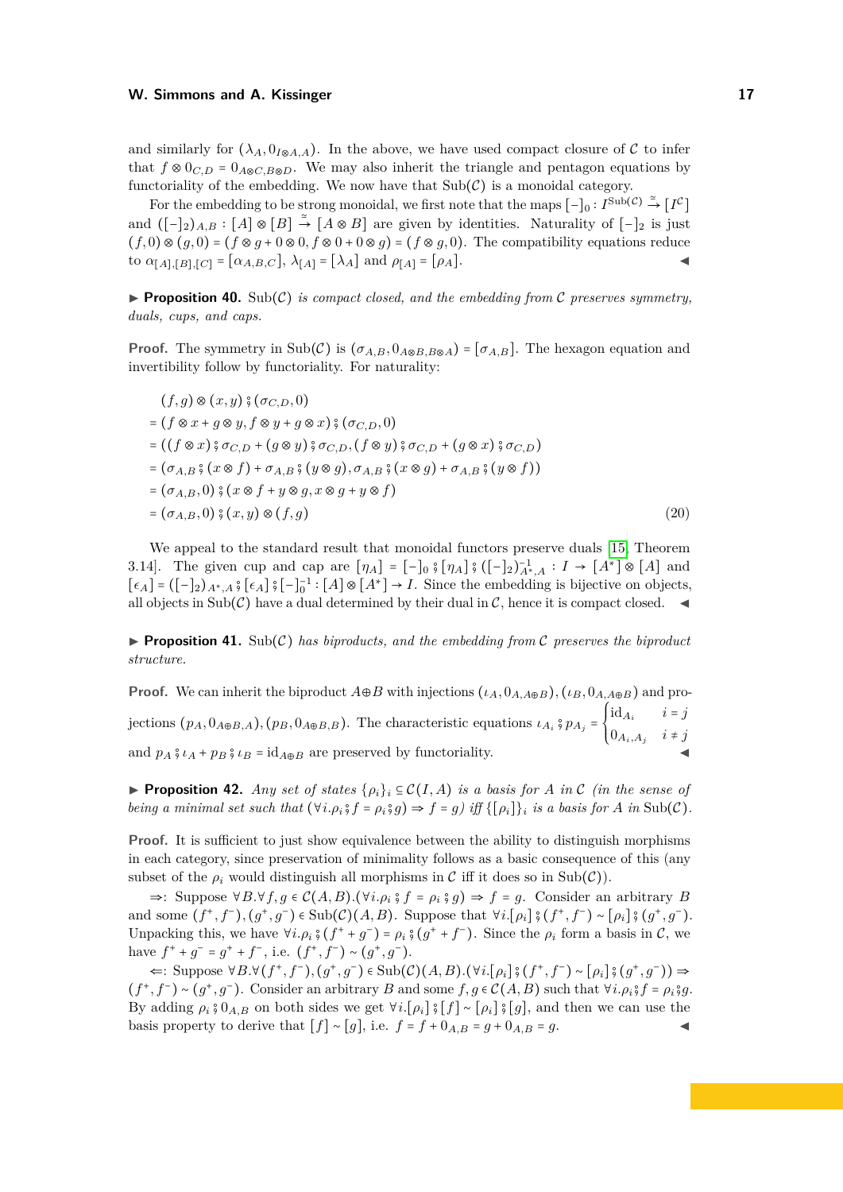and similarly for $(\lambda_A, 0_{I\otimes A,A})$. In the above, we have used compact closure of $\mathcal{C}$ to infer that $f \otimes 0_{C,D} = 0_{A\otimes C,B\otimes D}$. We may also inherit the triangle and pentagon equations by functoriality of the embedding. We now have that $\mathrm{Sub}(\mathcal{C})$ is a monoidal category.

For the embedding to be strong monoidal, we first note that the maps $[-]_0 : I^{\mathrm{Sub}(\mathcal{C})} \xrightarrow{\simeq} [I^{\mathcal{C}}]$ and $([-]_2)_{A,B} : [A] \otimes [B] \xrightarrow{\simeq} [A \otimes B]$ are given by identities. Naturality of $[-]_2$ is just $(f,0) \otimes (g,0) = (f \otimes g + 0 \otimes 0, f \otimes 0 + 0 \otimes g) = (f \otimes g, 0)$. The compatibility equations reduce to $\alpha_{[A],[B],[C]} = [\alpha_{A,B,C}]$, $\lambda_{[A]} = [\lambda_A]$ and $\rho_{[A]} = [\rho_A]$. ◀

▶ **Proposition 40.** *$\mathrm{Sub}(\mathcal{C})$ is compact closed, and the embedding from $\mathcal{C}$ preserves symmetry, duals, cups, and caps.*

**Proof.** The symmetry in $\mathrm{Sub}(\mathcal{C})$ is $(\sigma_{A,B}, 0_{A\otimes B,B\otimes A}) = [\sigma_{A,B}]$. The hexagon equation and invertibility follow by functoriality. For naturality:

$$
\begin{aligned}
& (f,g) \otimes (x,y) \,⨾\, (\sigma_{C,D}, 0) \\
=\; & (f \otimes x + g \otimes y, f \otimes y + g \otimes x) \,⨾\, (\sigma_{C,D}, 0) \\
=\; & ((f \otimes x) \,⨾\, \sigma_{C,D} + (g \otimes y) \,⨾\, \sigma_{C,D}, (f \otimes y) \,⨾\, \sigma_{C,D} + (g \otimes x) \,⨾\, \sigma_{C,D}) \\
=\; & (\sigma_{A,B} \,⨾\, (x \otimes f) + \sigma_{A,B} \,⨾\, (y \otimes g), \sigma_{A,B} \,⨾\, (x \otimes g) + \sigma_{A,B} \,⨾\, (y \otimes f)) \\
=\; & (\sigma_{A,B}, 0) \,⨾\, (x \otimes f + y \otimes g, x \otimes g + y \otimes f) \\
=\; & (\sigma_{A,B}, 0) \,⨾\, (x,y) \otimes (f,g)
\end{aligned} \tag{20}
$$

We appeal to the standard result that monoidal functors preserve duals [15, Theorem 3.14]. The given cup and cap are $[\eta_A] = [-]_0 \,⨾\, [\eta_A] \,⨾\, ([-]_2)^{-1}_{A^*,A} : I \to [A^*] \otimes [A]$ and $[\epsilon_A] = ([-]_2)_{A^*,A} \,⨾\, [\epsilon_A] \,⨾\, [-]_0^{-1} : [A] \otimes [A^*] \to I$. Since the embedding is bijective on objects, all objects in $\mathrm{Sub}(\mathcal{C})$ have a dual determined by their dual in $\mathcal{C}$, hence it is compact closed. ◀

▶ **Proposition 41.** *$\mathrm{Sub}(\mathcal{C})$ has biproducts, and the embedding from $\mathcal{C}$ preserves the biproduct structure.*

**Proof.** We can inherit the biproduct $A \oplus B$ with injections $(\iota_A, 0_{A,A\oplus B}), (\iota_B, 0_{A,A\oplus B})$ and projections $(p_A, 0_{A\oplus B,A}), (p_B, 0_{A\oplus B,B})$. The characteristic equations $\iota_{A_i} \,⨾\, p_{A_j} = \begin{cases} \mathrm{id}_{A_i} & i = j \\ 0_{A_i,A_j} & i \neq j \end{cases}$ and $p_A \,⨾\, \iota_A + p_B \,⨾\, \iota_B = \mathrm{id}_{A\oplus B}$ are preserved by functoriality. ◀

▶ **Proposition 42.** *Any set of states $\{\rho_i\}_i \subseteq \mathcal{C}(I,A)$ is a basis for $A$ in $\mathcal{C}$ (in the sense of being a minimal set such that $(\forall i.\rho_i \,⨾\, f = \rho_i \,⨾\, g) \Rightarrow f = g$) iff $\{[\rho_i]\}_i$ is a basis for $A$ in $\mathrm{Sub}(\mathcal{C})$.*

**Proof.** It is sufficient to just show equivalence between the ability to distinguish morphisms in each category, since preservation of minimality follows as a basic consequence of this (any subset of the $\rho_i$ would distinguish all morphisms in $\mathcal{C}$ iff it does so in $\mathrm{Sub}(\mathcal{C})$).

$\Rightarrow$: Suppose $\forall B.\forall f, g \in \mathcal{C}(A,B).(\forall i.\rho_i \,⨾\, f = \rho_i \,⨾\, g) \Rightarrow f = g$. Consider an arbitrary $B$ and some $(f^+, f^-), (g^+, g^-) \in \mathrm{Sub}(\mathcal{C})(A,B)$. Suppose that $\forall i.[\rho_i] \,⨾\, (f^+, f^-) \sim [\rho_i] \,⨾\, (g^+, g^-)$. Unpacking this, we have $\forall i.\rho_i \,⨾\, (f^+ + g^-) = \rho_i \,⨾\, (g^+ + f^-)$. Since the $\rho_i$ form a basis in $\mathcal{C}$, we have $f^+ + g^- = g^+ + f^-$, i.e. $(f^+, f^-) \sim (g^+, g^-)$.

$\Leftarrow$: Suppose $\forall B.\forall (f^+, f^-), (g^+, g^-) \in \mathrm{Sub}(\mathcal{C})(A,B).(\forall i.[\rho_i] \,⨾\, (f^+, f^-) \sim [\rho_i] \,⨾\, (g^+, g^-)) \Rightarrow (f^+, f^-) \sim (g^+, g^-)$. Consider an arbitrary $B$ and some $f, g \in \mathcal{C}(A,B)$ such that $\forall i.\rho_i \,⨾\, f = \rho_i \,⨾\, g$. By adding $\rho_i \,⨾\, 0_{A,B}$ on both sides we get $\forall i.[\rho_i] \,⨾\, [f] \sim [\rho_i] \,⨾\, [g]$, and then we can use the basis property to derive that $[f] \sim [g]$, i.e. $f = f + 0_{A,B} = g + 0_{A,B} = g$. ◀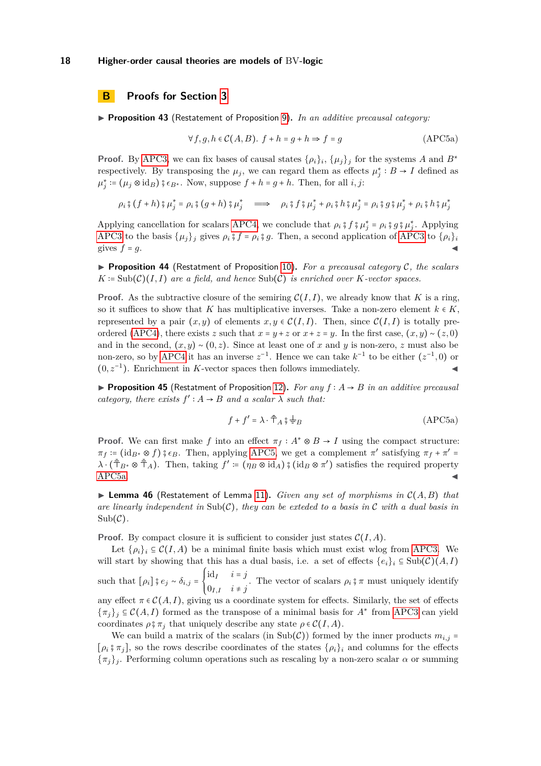## B Proofs for Section 3

▶ **Proposition 43** (Restatement of Proposition 9). *In an additive precausal category:*

$$\forall f, g, h \in \mathcal{C}(A, B).\ f + h = g + h \Rightarrow f = g \tag{APC5a}$$

**Proof.** By APC3, we can fix bases of causal states $\{\rho_i\}_i$, $\{\mu_j\}_j$ for the systems $A$ and $B^*$ respectively. By transposing the $\mu_j$, we can regard them as effects $\mu_j^* : B \to I$ defined as $\mu_j^* := (\mu_j \otimes \mathrm{id}_B) \mathbin{⨾} \epsilon_{B^*}$. Now, suppose $f + h = g + h$. Then, for all $i, j$:

$$\rho_i \mathbin{⨾} (f + h) \mathbin{⨾} \mu_j^* = \rho_i \mathbin{⨾} (g + h) \mathbin{⨾} \mu_j^* \quad \Longrightarrow \quad \rho_i \mathbin{⨾} f \mathbin{⨾} \mu_j^* + \rho_i \mathbin{⨾} h \mathbin{⨾} \mu_j^* = \rho_i \mathbin{⨾} g \mathbin{⨾} \mu_j^* + \rho_i \mathbin{⨾} h \mathbin{⨾} \mu_j^*$$

Applying cancellation for scalars APC4, we conclude that $\rho_i \mathbin{⨾} f \mathbin{⨾} \mu_j^* = \rho_i \mathbin{⨾} g \mathbin{⨾} \mu_j^*$. Applying APC3 to the basis $\{\mu_j\}_j$ gives $\rho_i \mathbin{⨾} f = \rho_i \mathbin{⨾} g$. Then, a second application of APC3 to $\{\rho_i\}_i$ gives $f = g$. ◀

▶ **Proposition 44** (Restatment of Proposition 10). *For a precausal category $\mathcal{C}$, the scalars $K := \mathrm{Sub}(\mathcal{C})(I, I)$ are a field, and hence $\mathrm{Sub}(\mathcal{C})$ is enriched over $K$-vector spaces.*

**Proof.** As the subtractive closure of the semiring $\mathcal{C}(I, I)$, we already know that $K$ is a ring, so it suffices to show that $K$ has multiplicative inverses. Take a non-zero element $k \in K$, represented by a pair $(x, y)$ of elements $x, y \in \mathcal{C}(I, I)$. Then, since $\mathcal{C}(I, I)$ is totally preordered (APC4), there exists $z$ such that $x = y + z$ or $x + z = y$. In the first case, $(x, y) \sim (z, 0)$ and in the second, $(x, y) \sim (0, z)$. Since at least one of $x$ and $y$ is non-zero, $z$ must also be non-zero, so by APC4 it has an inverse $z^{-1}$. Hence we can take $k^{-1}$ to be either $(z^{-1}, 0)$ or $(0, z^{-1})$. Enrichment in $K$-vector spaces then follows immediately. ◀

▶ **Proposition 45** (Restatment of Proposition 12). *For any $f : A \to B$ in an additive precausal category, there exists $f' : A \to B$ and a scalar $\lambda$ such that:*

$$f + f' = \lambda \cdot \bar{\top}_A \mathbin{⨾} \bar{\bot}_B \tag{APC5a}$$

**Proof.** We can first make $f$ into an effect $\pi_f : A^* \otimes B \to I$ using the compact structure: $\pi_f := (\mathrm{id}_{B^*} \otimes f) \mathbin{⨾} \epsilon_B$. Then, applying APC5, we get a complement $\pi'$ satisfying $\pi_f + \pi' = \lambda \cdot (\bar{\top}_{B^*} \otimes \bar{\top}_A)$. Then, taking $f' := (\eta_B \otimes \mathrm{id}_A) \mathbin{⨾} (\mathrm{id}_B \otimes \pi')$ satisfies the required property APC5a. ◀

▶ **Lemma 46** (Restatement of Lemma 11). *Given any set of morphisms in $\mathcal{C}(A, B)$ that are linearly independent in $\mathrm{Sub}(\mathcal{C})$, they can be exteded to a basis in $\mathcal{C}$ with a dual basis in $\mathrm{Sub}(\mathcal{C})$.*

**Proof.** By compact closure it is sufficient to consider just states $\mathcal{C}(I, A)$.

Let $\{\rho_i\}_i \subseteq \mathcal{C}(I, A)$ be a minimal finite basis which must exist wlog from APC3. We will start by showing that this has a dual basis, i.e. a set of effects $\{e_i\}_i \subseteq \mathrm{Sub}(\mathcal{C})(A, I)$ such that $[\rho_i] \mathbin{⨾} e_j \sim \delta_{i,j} = \begin{cases} \mathrm{id}_I & i = j \\ 0_{I,I} & i \neq j \end{cases}$. The vector of scalars $\rho_i \mathbin{⨾} \pi$ must uniquely identify any effect $\pi \in \mathcal{C}(A, I)$, giving us a coordinate system for effects. Similarly, the set of effects $\{\pi_j\}_j \subseteq \mathcal{C}(A, I)$ formed as the transpose of a minimal basis for $A^*$ from APC3 can yield coordinates $\rho \mathbin{⨾} \pi_j$ that uniquely describe any state $\rho \in \mathcal{C}(I, A)$.

We can build a matrix of the scalars (in $\mathrm{Sub}(\mathcal{C})$) formed by the inner products $m_{i,j} = [\rho_i \mathbin{⨾} \pi_j]$, so the rows describe coordinates of the states $\{\rho_i\}_i$ and columns for the effects $\{\pi_j\}_j$. Performing column operations such as rescaling by a non-zero scalar $\alpha$ or summing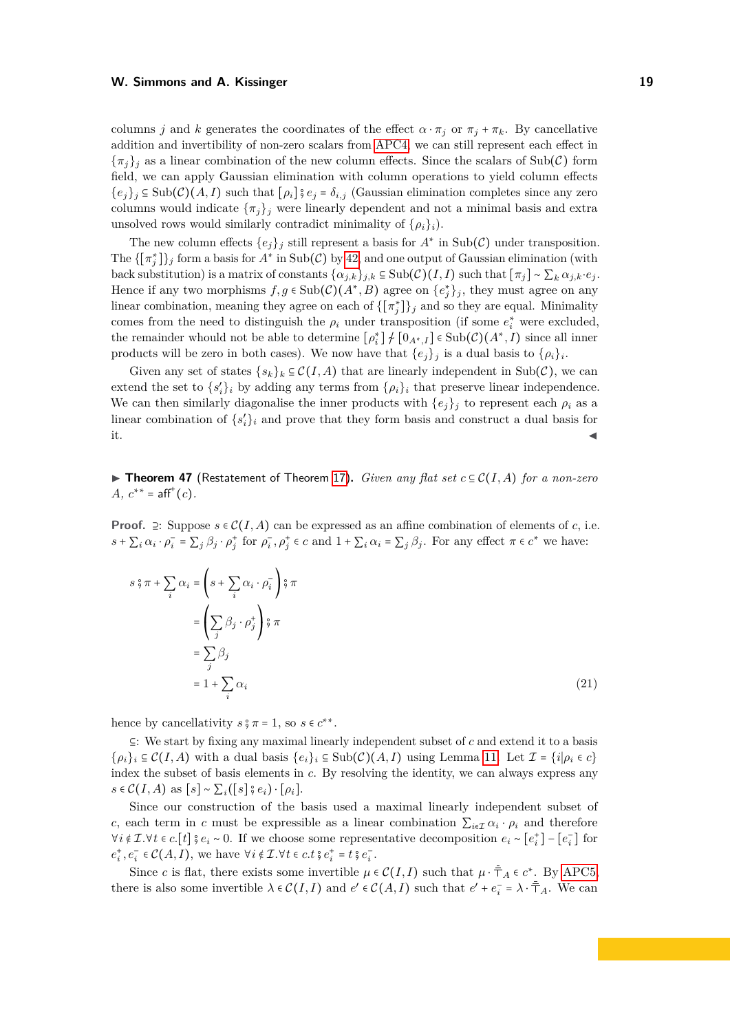columns $j$ and $k$ generates the coordinates of the effect $\alpha \cdot \pi_j$ or $\pi_j + \pi_k$. By cancellative addition and invertibility of non-zero scalars from APC4, we can still represent each effect in $\{\pi_j\}_j$ as a linear combination of the new column effects. Since the scalars of $\mathrm{Sub}(\mathcal{C})$ form field, we can apply Gaussian elimination with column operations to yield column effects $\{e_j\}_j \subseteq \mathrm{Sub}(\mathcal{C})(A, I)$ such that $[\rho_i] \mathbin{⨾} e_j = \delta_{i,j}$ (Gaussian elimination completes since any zero columns would indicate $\{\pi_j\}_j$ were linearly dependent and not a minimal basis and extra unsolved rows would similarly contradict minimality of $\{\rho_i\}_i$).

The new column effects $\{e_j\}_j$ still represent a basis for $A^*$ in $\mathrm{Sub}(\mathcal{C})$ under transposition. The $\{[\pi_j^*]\}_j$ form a basis for $A^*$ in $\mathrm{Sub}(\mathcal{C})$ by 42, and one output of Gaussian elimination (with back substitution) is a matrix of constants $\{\alpha_{j,k}\}_{j,k} \subseteq \mathrm{Sub}(\mathcal{C})(I, I)$ such that $[\pi_j] \sim \sum_k \alpha_{j,k} \cdot e_j$. Hence if any two morphisms $f, g \in \mathrm{Sub}(\mathcal{C})(A^*, B)$ agree on $\{e_j^*\}_j$, they must agree on any linear combination, meaning they agree on each of $\{[\pi_j^*]\}_j$ and so they are equal. Minimality comes from the need to distinguish the $\rho_i$ under transposition (if some $e_i^*$ were excluded, the remainder whould not be able to determine $[\rho_i^*] \nsim [0_{A^*,I}] \in \mathrm{Sub}(\mathcal{C})(A^*, I)$ since all inner products will be zero in both cases). We now have that $\{e_j\}_j$ is a dual basis to $\{\rho_i\}_i$.

Given any set of states $\{s_k\}_k \subseteq \mathcal{C}(I, A)$ that are linearly independent in $\mathrm{Sub}(\mathcal{C})$, we can extend the set to $\{s_i'\}_i$ by adding any terms from $\{\rho_i\}_i$ that preserve linear independence. We can then similarly diagonalise the inner products with $\{e_j\}_j$ to represent each $\rho_i$ as a linear combination of $\{s_i'\}_i$ and prove that they form basis and construct a dual basis for it. ◀

▶ **Theorem 47** (Restatement of Theorem 17). *Given any flat set $c \subseteq \mathcal{C}(I, A)$ for a non-zero $A$, $c^{**} = \mathsf{aff}^+(c)$.*

**Proof.** $\supseteq$: Suppose $s \in \mathcal{C}(I, A)$ can be expressed as an affine combination of elements of $c$, i.e. $s + \sum_i \alpha_i \cdot \rho_i^- = \sum_j \beta_j \cdot \rho_j^+$ for $\rho_i^-, \rho_j^+ \in c$ and $1 + \sum_i \alpha_i = \sum_j \beta_j$. For any effect $\pi \in c^*$ we have:

$$
\begin{aligned}
s \mathbin{⨾} \pi + \sum_i \alpha_i &= \left( s + \sum_i \alpha_i \cdot \rho_i^- \right) \mathbin{⨾} \pi \\
&= \left( \sum_j \beta_j \cdot \rho_j^+ \right) \mathbin{⨾} \pi \\
&= \sum_j \beta_j \\
&= 1 + \sum_i \alpha_i
\end{aligned} \tag{21}
$$

hence by cancellativity $s \mathbin{⨾} \pi = 1$, so $s \in c^{**}$.

$\subseteq$: We start by fixing any maximal linearly independent subset of $c$ and extend it to a basis $\{\rho_i\}_i \subseteq \mathcal{C}(I, A)$ with dual basis $\{e_i\}_i \subseteq \mathrm{Sub}(\mathcal{C})(A, I)$ using Lemma 11. Let $\mathcal{I} = \{i | \rho_i \in c\}$ index the subset of basis elements in $c$. By resolving the identity, we can always express any $s \in \mathcal{C}(I, A)$ as $[s] \sim \sum_i ([s] \mathbin{⨾} e_i) \cdot [\rho_i]$.

Since our construction of the basis used a maximal linearly independent subset of $c$, each term in $c$ must be expressible as a linear combination $\sum_{i \in \mathcal{I}} \alpha_i \cdot \rho_i$ and therefore $\forall i \notin \mathcal{I}. \forall t \in c. [t] \mathbin{⨾} e_i \sim 0$. If we choose some representative decomposition $e_i \sim [e_i^+] - [e_i^-]$ for $e_i^+, e_i^- \in \mathcal{C}(A, I)$, we have $\forall i \notin \mathcal{I}. \forall t \in c. t \mathbin{⨾} e_i^+ = t \mathbin{⨾} e_i^-$.

Since $c$ is flat, there exists some invertible $\mu \in \mathcal{C}(I, I)$ such that $\mu \cdot \bar{\bar{\top}}_A \in c^*$. By APC5, there is also some invertible $\lambda \in \mathcal{C}(I, I)$ and $e' \in \mathcal{C}(A, I)$ such that $e' + e_i^- = \lambda \cdot \bar{\bar{\top}}_A$. We can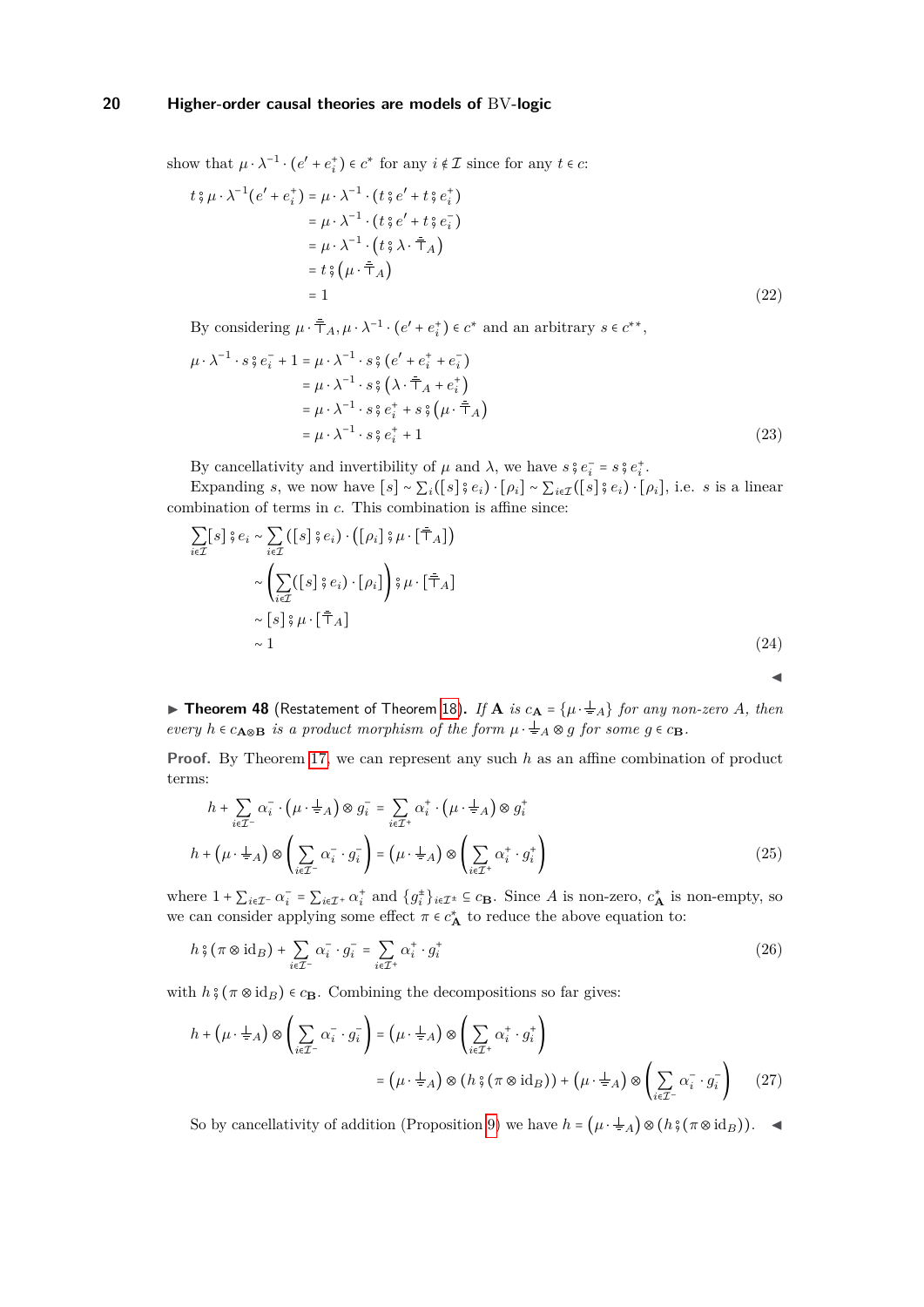show that $\mu \cdot \lambda^{-1} \cdot (e' + e_i^+) \in c^*$ for any $i \notin \mathcal{I}$ since for any $t \in c$:

$$
\begin{aligned}
t \,\mathbin{⨾}\, \mu \cdot \lambda^{-1} (e' + e_i^+) &= \mu \cdot \lambda^{-1} \cdot (t \,\mathbin{⨾}\, e' + t \,\mathbin{⨾}\, e_i^+) \\
&= \mu \cdot \lambda^{-1} \cdot (t \,\mathbin{⨾}\, e' + t \,\mathbin{⨾}\, e_i^-) \\
&= \mu \cdot \lambda^{-1} \cdot \left(t \,\mathbin{⨾}\, \lambda \cdot \bar{\top}_A\right) \\
&= t \,\mathbin{⨾}\, \left(\mu \cdot \bar{\top}_A\right) \\
&= 1
\end{aligned} \tag{22}
$$

By considering $\mu \cdot \bar{\top}_A, \mu \cdot \lambda^{-1} \cdot (e' + e_i^+) \in c^*$ and an arbitrary $s \in c^{**}$,

$$
\begin{aligned}
\mu \cdot \lambda^{-1} \cdot s \,\mathbin{⨾}\, e_i^- + 1 &= \mu \cdot \lambda^{-1} \cdot s \,\mathbin{⨾}\, (e' + e_i^+ + e_i^-) \\
&= \mu \cdot \lambda^{-1} \cdot s \,\mathbin{⨾}\, \left(\lambda \cdot \bar{\top}_A + e_i^+\right) \\
&= \mu \cdot \lambda^{-1} \cdot s \,\mathbin{⨾}\, e_i^+ + s \,\mathbin{⨾}\, \left(\mu \cdot \bar{\top}_A\right) \\
&= \mu \cdot \lambda^{-1} \cdot s \,\mathbin{⨾}\, e_i^+ + 1
\end{aligned} \tag{23}
$$

By cancellativity and invertibility of $\mu$ and $\lambda$, we have $s \,\mathbin{⨾}\, e_i^- = s \,\mathbin{⨾}\, e_i^+$.

Expanding $s$, we now have $[s] \sim \sum_i ([s] \,\mathbin{⨾}\, e_i) \cdot [\rho_i] \sim \sum_{i \in \mathcal{I}} ([s] \,\mathbin{⨾}\, e_i) \cdot [\rho_i]$, i.e. $s$ is a linear combination of terms in $c$. This combination is affine since:

$$
\begin{aligned}
\sum_{i \in \mathcal{I}} [s] \,\mathbin{⨾}\, e_i &\sim \sum_{i \in \mathcal{I}} ([s] \,\mathbin{⨾}\, e_i) \cdot \left([\rho_i] \,\mathbin{⨾}\, \mu \cdot [\bar{\top}_A]\right) \\
&\sim \left( \sum_{i \in \mathcal{I}} ([s] \,\mathbin{⨾}\, e_i) \cdot [\rho_i] \right) \,\mathbin{⨾}\, \mu \cdot [\bar{\top}_A] \\
&\sim [s] \,\mathbin{⨾}\, \mu \cdot [\bar{\top}_A] \\
&\sim 1
\end{aligned} \tag{24}
$$

◀

▶ **Theorem 48** (Restatement of Theorem 18). *If $\mathbf{A}$ is $c_{\mathbf{A}} = \{\mu \cdot \bar{\bot}_A\}$ for any non-zero $A$, then every $h \in c_{\mathbf{A} \otimes \mathbf{B}}$ is a product morphism of the form $\mu \cdot \bar{\bot}_A \otimes g$ for some $g \in c_{\mathbf{B}}$.*

**Proof.** By Theorem 17, we can represent any such $h$ as an affine combination of product terms:

$$
h + \sum_{i \in \mathcal{I}^-} \alpha_i^- \cdot \left(\mu \cdot \bar{\bot}_A\right) \otimes g_i^- = \sum_{i \in \mathcal{I}^+} \alpha_i^+ \cdot \left(\mu \cdot \bar{\bot}_A\right) \otimes g_i^+
$$

$$
h + \left(\mu \cdot \bar{\bot}_A\right) \otimes \left( \sum_{i \in \mathcal{I}^-} \alpha_i^- \cdot g_i^- \right) = \left(\mu \cdot \bar{\bot}_A\right) \otimes \left( \sum_{i \in \mathcal{I}^+} \alpha_i^+ \cdot g_i^+ \right) \tag{25}
$$

where $1 + \sum_{i \in \mathcal{I}^-} \alpha_i^- = \sum_{i \in \mathcal{I}^+} \alpha_i^+$ and $\{g_i^\pm\}_{i \in \mathcal{I}^\pm} \subseteq c_{\mathbf{B}}$. Since $A$ is non-zero, $c_{\mathbf{A}}^*$ is non-empty, so we can consider applying some effect $\pi \in c_{\mathbf{A}}^*$ to reduce the above equation to:

$$
h \,\mathbin{⨾}\, (\pi \otimes \mathrm{id}_B) + \sum_{i \in \mathcal{I}^-} \alpha_i^- \cdot g_i^- = \sum_{i \in \mathcal{I}^+} \alpha_i^+ \cdot g_i^+ \tag{26}
$$

with $h \,\mathbin{⨾}\, (\pi \otimes \mathrm{id}_B) \in c_{\mathbf{B}}$. Combining the decompositions so far gives:

$$
\begin{aligned}
h + \left(\mu \cdot \bar{\bot}_A\right) \otimes \left( \sum_{i \in \mathcal{I}^-} \alpha_i^- \cdot g_i^- \right) &= \left(\mu \cdot \bar{\bot}_A\right) \otimes \left( \sum_{i \in \mathcal{I}^+} \alpha_i^+ \cdot g_i^+ \right) \\
&= \left(\mu \cdot \bar{\bot}_A\right) \otimes \left(h \,\mathbin{⨾}\, (\pi \otimes \mathrm{id}_B)\right) + \left(\mu \cdot \bar{\bot}_A\right) \otimes \left( \sum_{i \in \mathcal{I}^-} \alpha_i^- \cdot g_i^- \right)
\end{aligned} \tag{27}
$$

So by cancellativity of addition (Proposition 9) we have $h = \left(\mu \cdot \bar{\bot}_A\right) \otimes \left(h \,\mathbin{⨾}\, (\pi \otimes \mathrm{id}_B)\right)$. ◀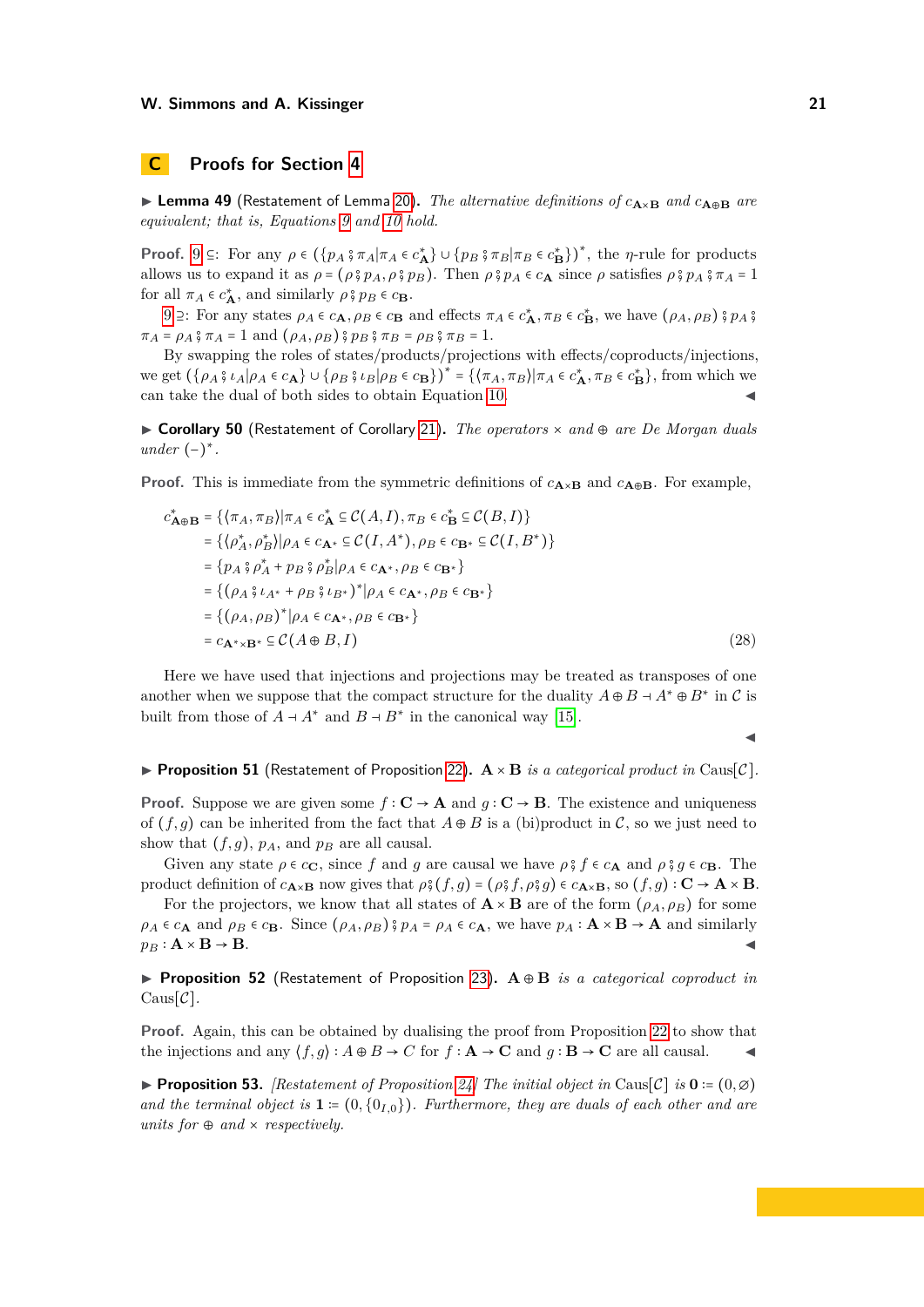## C Proofs for Section 4

▶ **Lemma 49** (Restatement of Lemma 20). *The alternative definitions of $c_{\mathbf{A}\times\mathbf{B}}$ and $c_{\mathbf{A}\oplus\mathbf{B}}$ are equivalent; that is, Equations 9 and 10 hold.*

**Proof.** 9 ⊆: For any $\rho \in (\{p_A ⨾ \pi_A | \pi_A \in c^*_{\mathbf{A}}\} \cup \{p_B ⨾ \pi_B | \pi_B \in c^*_{\mathbf{B}}\})^*$, the $\eta$-rule for products allows us to expand it as $\rho = (\rho ⨾ p_A, \rho ⨾ p_B)$. Then $\rho ⨾ p_A \in c_{\mathbf{A}}$ since $\rho$ satisfies $\rho ⨾ p_A ⨾ \pi_A = 1$ for all $\pi_A \in c^*_{\mathbf{A}}$, and similarly $\rho ⨾ p_B \in c_{\mathbf{B}}$.

9 ⊇: For any states $\rho_A \in c_{\mathbf{A}}, \rho_B \in c_{\mathbf{B}}$ and effects $\pi_A \in c^*_{\mathbf{A}}, \pi_B \in c^*_{\mathbf{B}}$, we have $(\rho_A, \rho_B) ⨾ p_A ⨾ \pi_A = \rho_A ⨾ \pi_A = 1$ and $(\rho_A, \rho_B) ⨾ p_B ⨾ \pi_B = \rho_B ⨾ \pi_B = 1$.

By swapping the roles of states/products/projections with effects/coproducts/injections, we get $(\{\rho_A ⨾ \iota_A | \rho_A \in c_{\mathbf{A}}\} \cup \{\rho_B ⨾ \iota_B | \rho_B \in c_{\mathbf{B}}\})^* = \{\langle \pi_A, \pi_B \rangle | \pi_A \in c^*_{\mathbf{A}}, \pi_B \in c^*_{\mathbf{B}}\}$, from which we can take the dual of both sides to obtain Equation 10. ◀

▶ **Corollary 50** (Restatement of Corollary 21). *The operators $\times$ and $\oplus$ are De Morgan duals under $(-)^*$.*

**Proof.** This is immediate from the symmetric definitions of $c_{\mathbf{A}\times\mathbf{B}}$ and $c_{\mathbf{A}\oplus\mathbf{B}}$. For example,

$$\begin{aligned}
c^*_{\mathbf{A}\oplus\mathbf{B}} &= \{\langle \pi_A, \pi_B \rangle | \pi_A \in c^*_{\mathbf{A}} \subseteq \mathcal{C}(A, I), \pi_B \in c^*_{\mathbf{B}} \subseteq \mathcal{C}(B, I)\} \\
&= \{\langle \rho^*_A, \rho^*_B \rangle | \rho_A \in c_{\mathbf{A}^*} \subseteq \mathcal{C}(I, A^*), \rho_B \in c_{\mathbf{B}^*} \subseteq \mathcal{C}(I, B^*)\} \\
&= \{p_A ⨾ \rho^*_A + p_B ⨾ \rho^*_B | \rho_A \in c_{\mathbf{A}^*}, \rho_B \in c_{\mathbf{B}^*}\} \\
&= \{(\rho_A ⨾ \iota_{A^*} + \rho_B ⨾ \iota_{B^*})^* | \rho_A \in c_{\mathbf{A}^*}, \rho_B \in c_{\mathbf{B}^*}\} \\
&= \{(\rho_A, \rho_B)^* | \rho_A \in c_{\mathbf{A}^*}, \rho_B \in c_{\mathbf{B}^*}\} \\
&= c_{\mathbf{A}^*\times\mathbf{B}^*} \subseteq \mathcal{C}(A \oplus B, I)
\end{aligned} \tag{28}$$

Here we have used that injections and projections may be treated as transposes of one another when we suppose that the compact structure for the duality $A \oplus B \dashv A^* \oplus B^*$ in $\mathcal{C}$ is built from those of $A \dashv A^*$ and $B \dashv B^*$ in the canonical way [15]. ◀

▶ **Proposition 51** (Restatement of Proposition 22). *$\mathbf{A} \times \mathbf{B}$ is a categorical product in* Caus$[\mathcal{C}]$.

**Proof.** Suppose we are given some $f : \mathbf{C} \to \mathbf{A}$ and $g : \mathbf{C} \to \mathbf{B}$. The existence and uniqueness of $(f, g)$ can be inherited from the fact that $A \oplus B$ is a (bi)product in $\mathcal{C}$, so we just need to show that $(f, g)$, $p_A$, and $p_B$ are all causal.

Given any state $\rho \in c_{\mathbf{C}}$, since $f$ and $g$ are causal we have $\rho ⨾ f \in c_{\mathbf{A}}$ and $\rho ⨾ g \in c_{\mathbf{B}}$. The product definition of $c_{\mathbf{A}\times\mathbf{B}}$ now gives that $\rho ⨾ (f, g) = (\rho ⨾ f, \rho ⨾ g) \in c_{\mathbf{A}\times\mathbf{B}}$, so $(f, g) : \mathbf{C} \to \mathbf{A} \times \mathbf{B}$.

For the projectors, we know that all states of $\mathbf{A} \times \mathbf{B}$ are of the form $(\rho_A, \rho_B)$ for some $\rho_A \in c_{\mathbf{A}}$ and $\rho_B \in c_{\mathbf{B}}$. Since $(\rho_A, \rho_B) ⨾ p_A = \rho_A \in c_{\mathbf{A}}$, we have $p_A : \mathbf{A} \times \mathbf{B} \to \mathbf{A}$ and similarly $p_B : \mathbf{A} \times \mathbf{B} \to \mathbf{B}$. ◀

▶ **Proposition 52** (Restatement of Proposition 23). *$\mathbf{A} \oplus \mathbf{B}$ is a categorical coproduct in* Caus$[\mathcal{C}]$.

**Proof.** Again, this can be obtained by dualising the proof from Proposition 22 to show that the injections and any $\langle f, g \rangle : A \oplus B \to C$ for $f : \mathbf{A} \to \mathbf{C}$ and $g : \mathbf{B} \to \mathbf{C}$ are all causal. ◀

▶ **Proposition 53.** *[Restatement of Proposition 24] The initial object in* Caus$[\mathcal{C}]$ *is $\mathbf{0} := (0, \varnothing)$ and the terminal object is $\mathbf{1} := (0, \{0_{I,0}\})$. Furthermore, they are duals of each other and are units for $\oplus$ and $\times$ respectively.*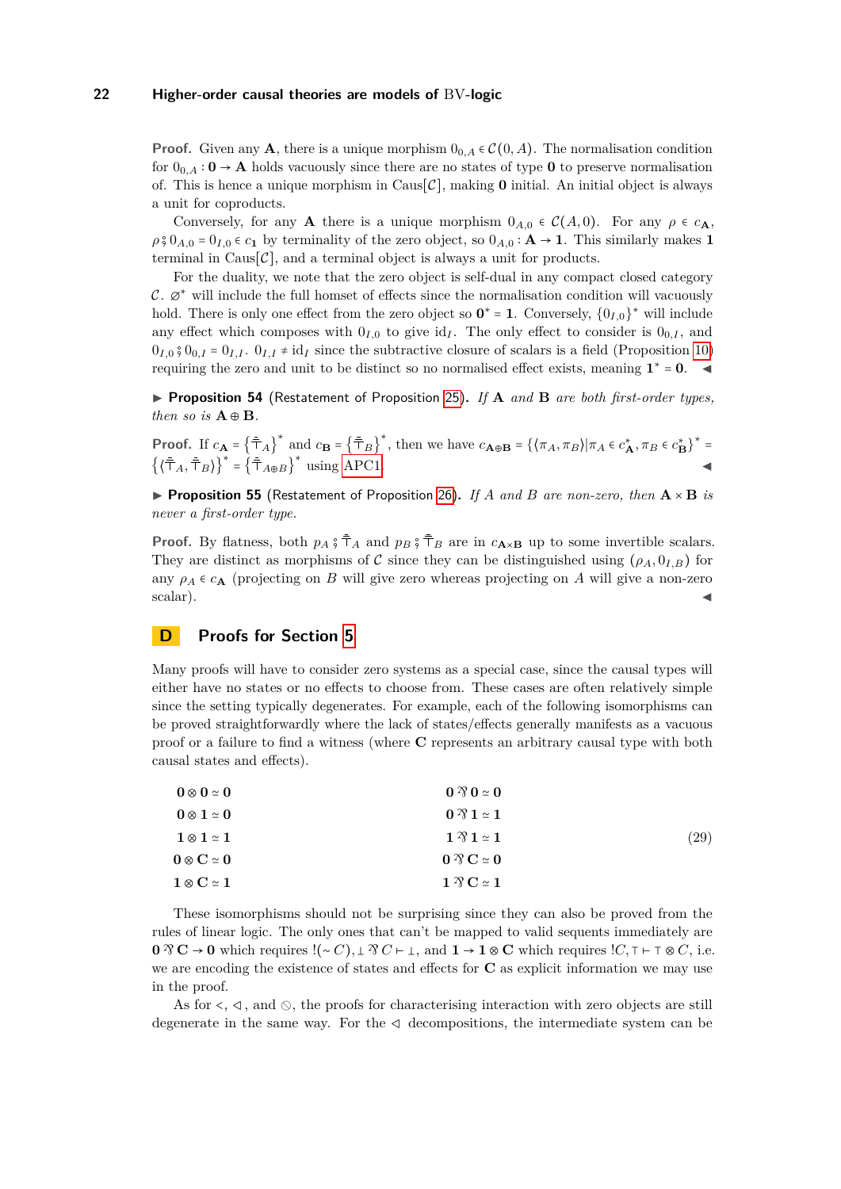**Proof.** Given any $\mathbf{A}$, there is a unique morphism $0_{0,A} \in \mathcal{C}(0, A)$. The normalisation condition for $0_{0,A} : \mathbf{0} \to \mathbf{A}$ holds vacuously since there are no states of type $\mathbf{0}$ to preserve normalisation of. This is hence a unique morphism in Caus$[\mathcal{C}]$, making $\mathbf{0}$ initial. An initial object is always a unit for coproducts.

Conversely, for any $\mathbf{A}$ there is a unique morphism $0_{A,0} \in \mathcal{C}(A, 0)$. For any $\rho \in c_{\mathbf{A}}$, $\rho \fatsemi 0_{A,0} = 0_{I,0} \in c_{\mathbf{1}}$ by terminality of the zero object, so $0_{A,0} : \mathbf{A} \to \mathbf{1}$. This similarly makes $\mathbf{1}$ terminal in Caus$[\mathcal{C}]$, and a terminal object is always a unit for products.

For the duality, we note that the zero object is self-dual in any compact closed category $\mathcal{C}$. $\varnothing^*$ will include the full homset of effects since the normalisation condition will vacuously hold. There is only one effect from the zero object so $\mathbf{0}^* = \mathbf{1}$. Conversely, $\{0_{I,0}\}^*$ will include any effect which composes with $0_{I,0}$ to give $\mathrm{id}_I$. The only effect to consider is $0_{0,I}$, and $0_{I,0} \fatsemi 0_{0,I} = 0_{I,I}$. $0_{I,I} \neq \mathrm{id}_I$ since the subtractive closure of scalars is a field (Proposition 10) requiring the zero and unit to be distinct so no normalised effect exists, meaning $\mathbf{1}^* = \mathbf{0}$. ◀

▶ **Proposition 54** (Restatement of Proposition 25). *If* $\mathbf{A}$ *and* $\mathbf{B}$ *are both first-order types, then so is* $\mathbf{A} \oplus \mathbf{B}$.

**Proof.** If $c_{\mathbf{A}} = \left\{\bar{\top}_A\right\}^*$ and $c_{\mathbf{B}} = \left\{\bar{\top}_B\right\}^*$, then we have $c_{\mathbf{A}\oplus\mathbf{B}} = \{\langle \pi_A, \pi_B \rangle | \pi_A \in c^*_{\mathbf{A}}, \pi_B \in c^*_{\mathbf{B}}\}^* = \left\{\langle \bar{\top}_A, \bar{\top}_B \rangle\right\}^* = \left\{\bar{\top}_{A\oplus B}\right\}^*$ using APC1. ◀

▶ **Proposition 55** (Restatement of Proposition 26). *If* $A$ *and* $B$ *are non-zero, then* $\mathbf{A} \times \mathbf{B}$ *is never a first-order type.*

**Proof.** By flatness, both $p_A \fatsemi \bar{\top}_A$ and $p_B \fatsemi \bar{\top}_B$ are in $c_{\mathbf{A}\times\mathbf{B}}$ up to some invertible scalars. They are distinct as morphisms of $\mathcal{C}$ since they can be distinguished using $(\rho_A, 0_{I,B})$ for any $\rho_A \in c_{\mathbf{A}}$ (projecting on $B$ will give zero whereas projecting on $A$ will give a non-zero scalar). ◀

# D Proofs for Section 5

Many proofs will have to consider zero systems as a special case, since the causal types will either have no states or no effects to choose from. These cases are often relatively simple since the setting typically degenerates. For example, each of the following isomorphisms can be proved straightforwardly where the lack of states/effects generally manifests as a vacuous proof or a failure to find a witness (where $\mathbf{C}$ represents an arbitrary causal type with both causal states and effects).

$$
\begin{aligned}
\mathbf{0} \otimes \mathbf{0} &\simeq \mathbf{0} & \qquad \mathbf{0} \parr \mathbf{0} &\simeq \mathbf{0} \\
\mathbf{0} \otimes \mathbf{1} &\simeq \mathbf{0} & \qquad \mathbf{0} \parr \mathbf{1} &\simeq \mathbf{1} \\
\mathbf{1} \otimes \mathbf{1} &\simeq \mathbf{1} & \qquad \mathbf{1} \parr \mathbf{1} &\simeq \mathbf{1} \\
\mathbf{0} \otimes \mathbf{C} &\simeq \mathbf{0} & \qquad \mathbf{0} \parr \mathbf{C} &\simeq \mathbf{0} \\
\mathbf{1} \otimes \mathbf{C} &\simeq \mathbf{1} & \qquad \mathbf{1} \parr \mathbf{C} &\simeq \mathbf{1}
\end{aligned}
\tag{29}
$$

These isomorphisms should not be surprising since they can also be proved from the rules of linear logic. The only ones that can't be mapped to valid sequents immediately are $\mathbf{0} \parr \mathbf{C} \to \mathbf{0}$ which requires $!(\sim C), \bot \parr C \vdash \bot$, and $\mathbf{1} \to \mathbf{1} \otimes \mathbf{C}$ which requires $!C, \top \vdash \top \otimes C$, i.e. we are encoding the existence of states and effects for $\mathbf{C}$ as explicit information we may use in the proof.

As for $<$, $\lhd$, and $\oslash$, the proofs for characterising interaction with zero objects are still degenerate in the same way. For the $\lhd$ decompositions, the intermediate system can be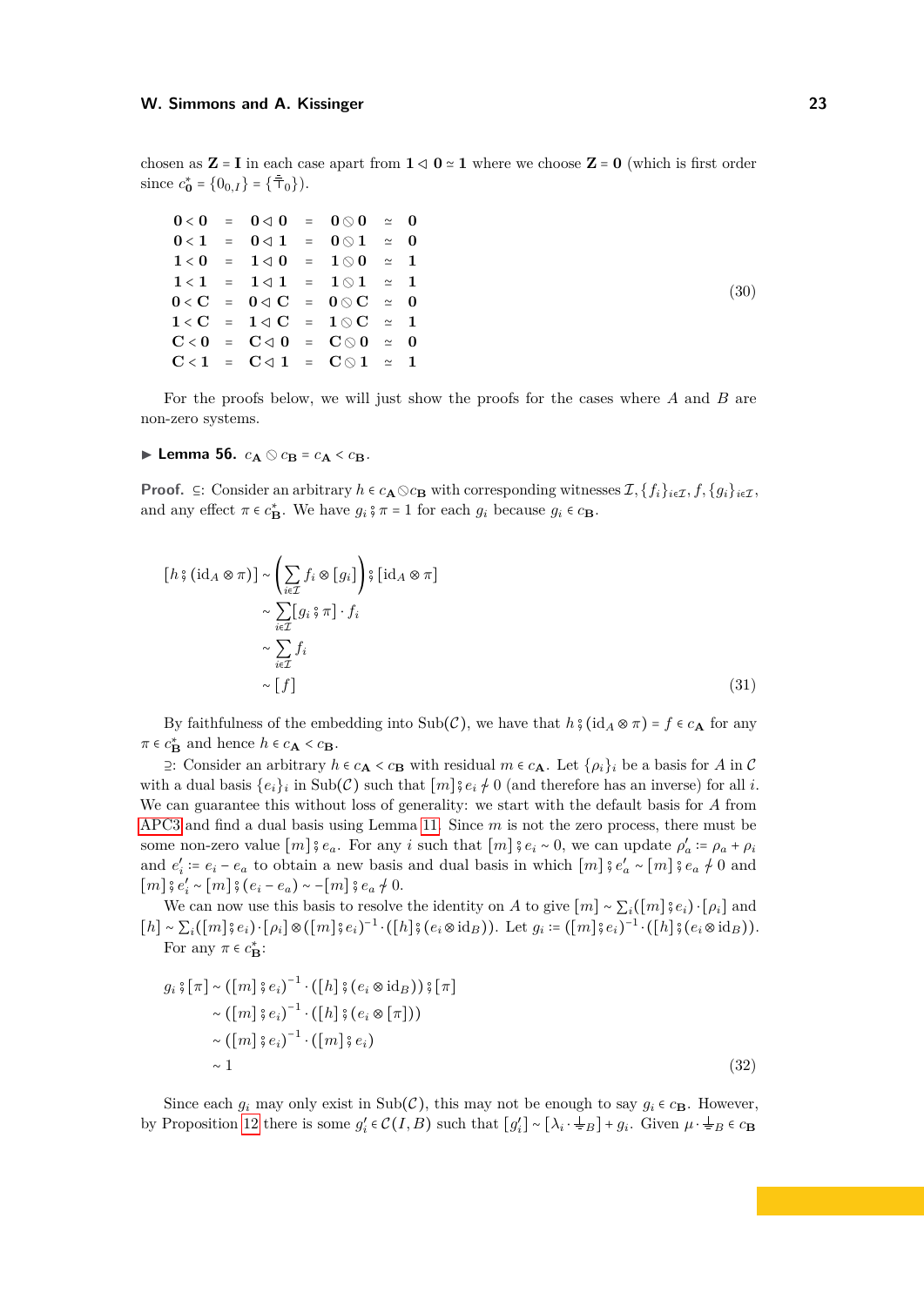chosen as $\mathbf{Z} = \mathbf{I}$ in each case apart from $\mathbf{1} \lhd \mathbf{0} \simeq \mathbf{1}$ where we choose $\mathbf{Z} = \mathbf{0}$ (which is first order since $c_{\mathbf{0}}^{*} = \{0_{0,I}\} = \{\bar{\top}_0\}$).

$$
\begin{array}{ccccccc}
\mathbf{0} < \mathbf{0} & = & \mathbf{0} \lhd \mathbf{0} & = & \mathbf{0} \oslash \mathbf{0} & \simeq & \mathbf{0} \\
\mathbf{0} < \mathbf{1} & = & \mathbf{0} \lhd \mathbf{1} & = & \mathbf{0} \oslash \mathbf{1} & \simeq & \mathbf{0} \\
\mathbf{1} < \mathbf{0} & = & \mathbf{1} \lhd \mathbf{0} & = & \mathbf{1} \oslash \mathbf{0} & \simeq & \mathbf{1} \\
\mathbf{1} < \mathbf{1} & = & \mathbf{1} \lhd \mathbf{1} & = & \mathbf{1} \oslash \mathbf{1} & \simeq & \mathbf{1} \\
\mathbf{0} < \mathbf{C} & = & \mathbf{0} \lhd \mathbf{C} & = & \mathbf{0} \oslash \mathbf{C} & \simeq & \mathbf{0} \\
\mathbf{1} < \mathbf{C} & = & \mathbf{1} \lhd \mathbf{C} & = & \mathbf{1} \oslash \mathbf{C} & \simeq & \mathbf{1} \\
\mathbf{C} < \mathbf{0} & = & \mathbf{C} \lhd \mathbf{0} & = & \mathbf{C} \oslash \mathbf{0} & \simeq & \mathbf{0} \\
\mathbf{C} < \mathbf{1} & = & \mathbf{C} \lhd \mathbf{1} & = & \mathbf{C} \oslash \mathbf{1} & \simeq & \mathbf{1}
\end{array}
\tag{30}
$$

For the proofs below, we will just show the proofs for the cases where $A$ and $B$ are non-zero systems.

▶ **Lemma 56.** $c_{\mathbf{A}} \oslash c_{\mathbf{B}} = c_{\mathbf{A}} < c_{\mathbf{B}}$.

**Proof.** $\subseteq$: Consider an arbitrary $h \in c_{\mathbf{A}} \oslash c_{\mathbf{B}}$ with corresponding witnesses $\mathcal{I}, \{f_i\}_{i\in\mathcal{I}}, f, \{g_i\}_{i\in\mathcal{I}}$, and any effect $\pi \in c_{\mathbf{B}}^{*}$. We have $g_i \,⨾\, \pi = 1$ for each $g_i$ because $g_i \in c_{\mathbf{B}}$.

$$
\begin{aligned}
[h \,⨾\, (\mathrm{id}_A \otimes \pi)] &\sim \left(\sum_{i\in\mathcal{I}} f_i \otimes [g_i]\right) ⨾ [\mathrm{id}_A \otimes \pi] \\
&\sim \sum_{i\in\mathcal{I}} [g_i \,⨾\, \pi] \cdot f_i \\
&\sim \sum_{i\in\mathcal{I}} f_i \\
&\sim [f]
\end{aligned}
\tag{31}
$$

By faithfulness of the embedding into $\mathrm{Sub}(\mathcal{C})$, we have that $h \,⨾\, (\mathrm{id}_A \otimes \pi) = f \in c_{\mathbf{A}}$ for any $\pi \in c_{\mathbf{B}}^{*}$ and hence $h \in c_{\mathbf{A}} < c_{\mathbf{B}}$.

$\supseteq$: Consider an arbitrary $h \in c_{\mathbf{A}} < c_{\mathbf{B}}$ with residual $m \in c_{\mathbf{A}}$. Let $\{\rho_i\}_i$ be a basis for $A$ in $\mathcal{C}$ with a dual basis $\{e_i\}_i$ in $\mathrm{Sub}(\mathcal{C})$ such that $[m] \,⨾\, e_i \nsim 0$ (and therefore has an inverse) for all $i$. We can guarantee this without loss of generality: we start with the default basis for $A$ from APC3 and find a dual basis using Lemma 11. Since $m$ is not the zero process, there must be some non-zero value $[m] \,⨾\, e_a$. For any $i$ such that $[m] \,⨾\, e_i \sim 0$, we can update $\rho_a' := \rho_a + \rho_i$ and $e_i' := e_i - e_a$ to obtain a new basis and dual basis in which $[m] \,⨾\, e_a' \sim [m] \,⨾\, e_a \nsim 0$ and $[m] \,⨾\, e_i' \sim [m] \,⨾\, (e_i - e_a) \sim -[m] \,⨾\, e_a \nsim 0$.

We can now use this basis to resolve the identity on $A$ to give $[m] \sim \sum_i([m] \,⨾\, e_i) \cdot [\rho_i]$ and $[h] \sim \sum_i([m] \,⨾\, e_i) \cdot [\rho_i] \otimes ([m] \,⨾\, e_i)^{-1} \cdot ([h] \,⨾\, (e_i \otimes \mathrm{id}_B))$. Let $g_i := ([m] \,⨾\, e_i)^{-1} \cdot ([h] \,⨾\, (e_i \otimes \mathrm{id}_B))$.

For any $\pi \in c_{\mathbf{B}}^{*}$:

$$
\begin{aligned}
g_i \,⨾\, [\pi] &\sim ([m] \,⨾\, e_i)^{-1} \cdot ([h] \,⨾\, (e_i \otimes \mathrm{id}_B)) \,⨾\, [\pi] \\
&\sim ([m] \,⨾\, e_i)^{-1} \cdot ([h] \,⨾\, (e_i \otimes [\pi])) \\
&\sim ([m] \,⨾\, e_i)^{-1} \cdot ([m] \,⨾\, e_i) \\
&\sim 1
\end{aligned}
\tag{32}
$$

Since each $g_i$ may only exist in $\mathrm{Sub}(\mathcal{C})$, this may not be enough to say $g_i \in c_{\mathbf{B}}$. However, by Proposition 12 there is some $g_i' \in \mathcal{C}(I, B)$ such that $[g_i'] \sim [\lambda_i \cdot \bar{\top}_B] + g_i$. Given $\mu \cdot \bar{\top}_B \in c_{\mathbf{B}}$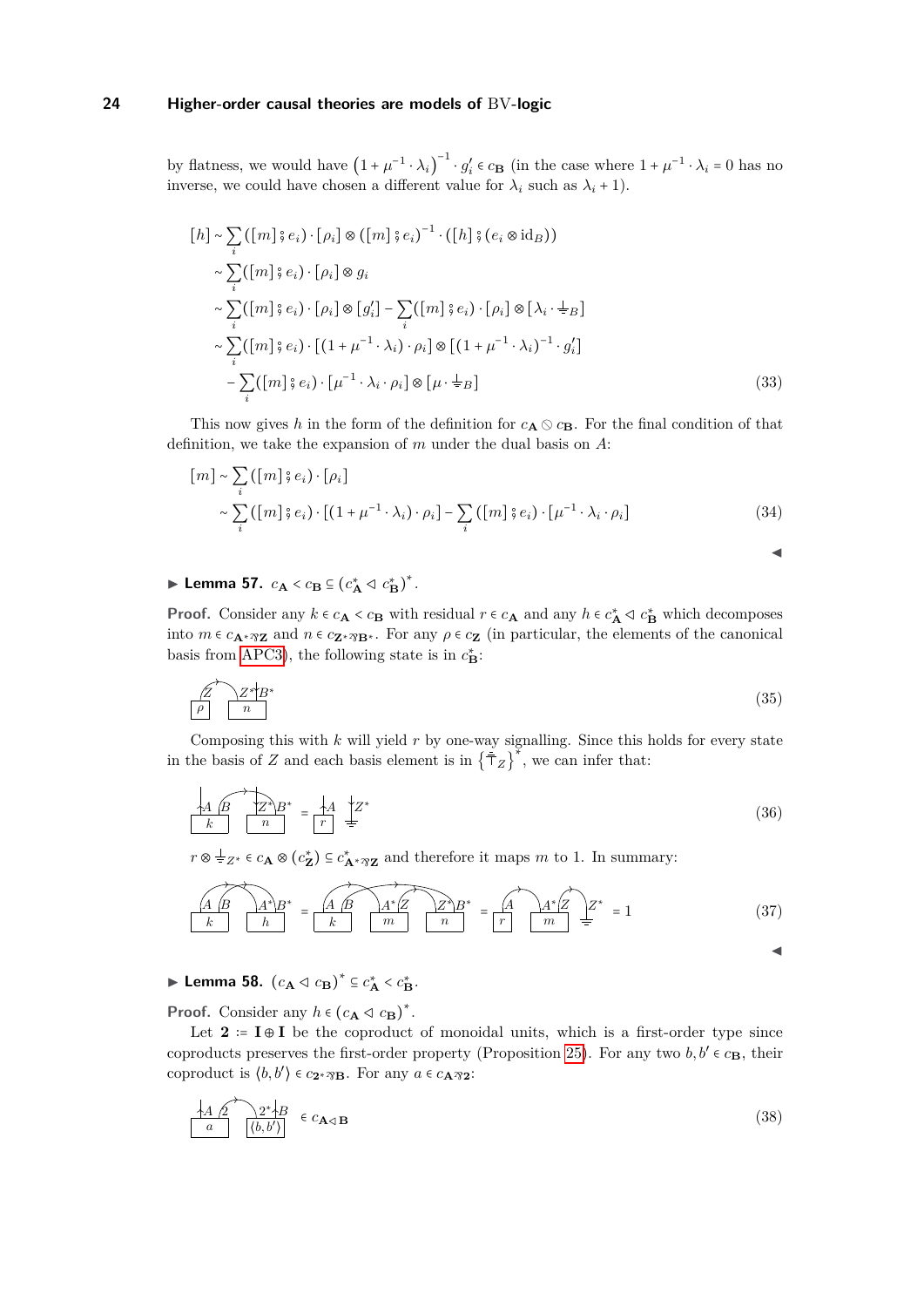by flatness, we would have $\left(1+\mu^{-1}\cdot\lambda_i\right)^{-1}\cdot g_i'\in c_{\mathbf{B}}$ (in the case where $1+\mu^{-1}\cdot\lambda_i=0$ has no inverse, we could have chosen a different value for $\lambda_i$ such as $\lambda_i+1$).

$$
\begin{aligned}
[h] &\sim \sum_i ([m]\mathbin{;}e_i)\cdot[\rho_i]\otimes([m]\mathbin{;}e_i)^{-1}\cdot([h]\mathbin{;}(e_i\otimes \mathrm{id}_B))\\
&\sim \sum_i ([m]\mathbin{;}e_i)\cdot[\rho_i]\otimes g_i\\
&\sim \sum_i ([m]\mathbin{;}e_i)\cdot[\rho_i]\otimes[g_i'] - \sum_i ([m]\mathbin{;}e_i)\cdot[\rho_i]\otimes[\lambda_i\cdot \bar{\top}_B]\\
&\sim \sum_i ([m]\mathbin{;}e_i)\cdot[(1+\mu^{-1}\cdot\lambda_i)\cdot\rho_i]\otimes[(1+\mu^{-1}\cdot\lambda_i)^{-1}\cdot g_i']\\
&\quad - \sum_i ([m]\mathbin{;}e_i)\cdot[\mu^{-1}\cdot\lambda_i\cdot\rho_i]\otimes[\mu\cdot\bar{\top}_B]
\end{aligned}
\tag{33}
$$

This now gives $h$ in the form of the definition for $c_{\mathbf{A}}\otimes c_{\mathbf{B}}$. For the final condition of that definition, we take the expansion of $m$ under the dual basis on $A$:

$$
\begin{aligned}
[m] &\sim \sum_i ([m]\mathbin{;}e_i)\cdot[\rho_i]\\
&\sim \sum_i ([m]\mathbin{;}e_i)\cdot[(1+\mu^{-1}\cdot\lambda_i)\cdot\rho_i] - \sum_i ([m]\mathbin{;}e_i)\cdot[\mu^{-1}\cdot\lambda_i\cdot\rho_i]
\end{aligned}
\tag{34}
$$

◀

▶ **Lemma 57.** $c_{\mathbf{A}} < c_{\mathbf{B}} \subseteq (c_{\mathbf{A}}^* \lhd c_{\mathbf{B}}^*)^*$.

**Proof.** Consider any $k\in c_{\mathbf{A}}<c_{\mathbf{B}}$ with residual $r\in c_{\mathbf{A}}$ and any $h\in c_{\mathbf{A}}^*\lhd c_{\mathbf{B}}^*$ which decomposes into $m\in c_{\mathbf{A}^*\mathbin{\mathcal{P}}\mathbf{Z}}$ and $n\in c_{\mathbf{Z}^*\mathbin{\mathcal{P}}\mathbf{B}^*}$. For any $\rho\in c_{\mathbf{Z}}$ (in particular, the elements of the canonical basis from APC3), the following state is in $c_{\mathbf{B}}^*$:

(35)

Composing this with $k$ will yield $r$ by one-way signalling. Since this holds for every state in the basis of $Z$ and each basis element is in $\left\{\bar{\top}_Z\right\}^*$, we can infer that:

(36)

$r\otimes\bar{\top}_{Z^*}\in c_{\mathbf{A}}\otimes(c_{\mathbf{Z}}^*)\subseteq c_{\mathbf{A}^*\mathbin{\mathcal{P}}\mathbf{Z}}^*$ and therefore it maps $m$ to 1. In summary:

(37) $= 1$

◀

▶ **Lemma 58.** $(c_{\mathbf{A}}\lhd c_{\mathbf{B}})^*\subseteq c_{\mathbf{A}}^* < c_{\mathbf{B}}^*$.

**Proof.** Consider any $h\in(c_{\mathbf{A}}\lhd c_{\mathbf{B}})^*$.

Let $\mathbf{2} := \mathbf{I}\oplus\mathbf{I}$ be the coproduct of monoidal units, which is a first-order type since coproducts preserves the first-order property (Proposition 25). For any two $b,b'\in c_{\mathbf{B}}$, their coproduct is $\langle b,b'\rangle\in c_{\mathbf{2}^*\mathbin{\mathcal{P}}\mathbf{B}}$. For any $a\in c_{\mathbf{A}\mathbin{\mathcal{P}}\mathbf{2}}$:

$\in c_{\mathbf{A}\lhd\mathbf{B}}$ (38)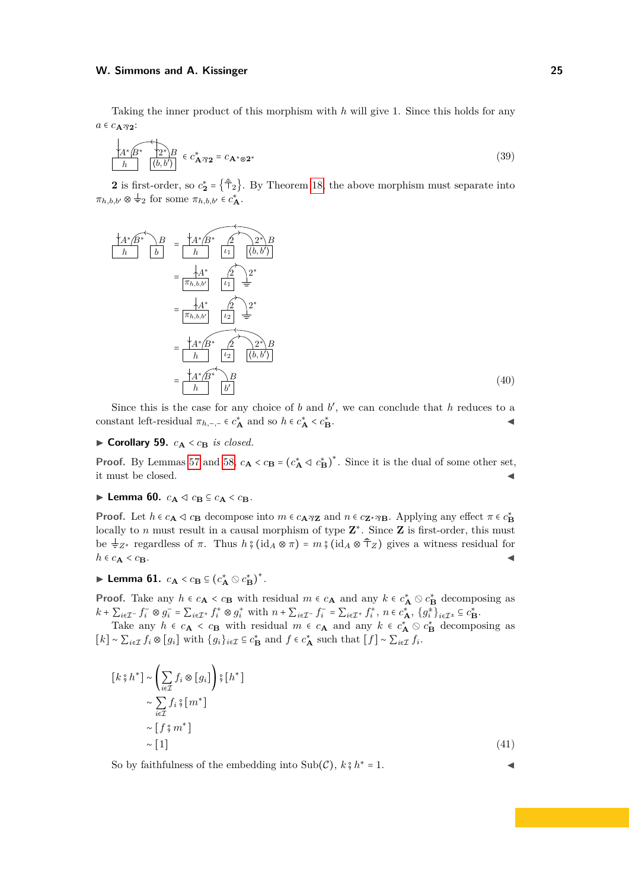Taking the inner product of this morphism with $h$ will give 1. Since this holds for any $a \in c_{\mathbf{A} \parr \mathbf{2}}$:

$$\in c^*_{\mathbf{A} \parr \mathbf{2}} = c_{\mathbf{A}^* \otimes \mathbf{2}^*} \tag{39}$$

$\mathbf{2}$ is first-order, so $c^*_{\mathbf{2}} = \{\bar{\top}_2\}$. By Theorem 18, the above morphism must separate into $\pi_{h,b,b'} \otimes \bar{\top}_2$ for some $\pi_{h,b,b'} \in c^*_{\mathbf{A}}$.

$$\tag{40}$$

Since this is the case for any choice of $b$ and $b'$, we can conclude that $h$ reduces to a constant left-residual $\pi_{h,-,-} \in c^*_{\mathbf{A}}$ and so $h \in c^*_{\mathbf{A}} < c^*_{\mathbf{B}}$. ◀

▶ **Corollary 59.** *$c_{\mathbf{A}} < c_{\mathbf{B}}$ is closed.*

**Proof.** By Lemmas 57 and 58, $c_{\mathbf{A}} < c_{\mathbf{B}} = (c^*_{\mathbf{A}} \lhd c^*_{\mathbf{B}})^*$. Since it is the dual of some other set, it must be closed. ◀

▶ **Lemma 60.** *$c_{\mathbf{A}} \lhd c_{\mathbf{B}} \subseteq c_{\mathbf{A}} < c_{\mathbf{B}}$.*

**Proof.** Let $h \in c_{\mathbf{A}} \lhd c_{\mathbf{B}}$ decompose into $m \in c_{\mathbf{A} \parr \mathbf{Z}}$ and $n \in c_{\mathbf{Z}^* \parr \mathbf{B}}$. Applying any effect $\pi \in c^*_{\mathbf{B}}$ locally to $n$ must result in a causal morphism of type $\mathbf{Z}^*$. Since $\mathbf{Z}$ is first-order, this must be $\bar{\top}_{Z^*}$ regardless of $\pi$. Thus $h \,;\, (\mathrm{id}_A \otimes \pi) = m \,;\, (\mathrm{id}_A \otimes \bar{\top}_Z)$ gives a witness residual for $h \in c_{\mathbf{A}} < c_{\mathbf{B}}$. ◀

▶ **Lemma 61.** *$c_{\mathbf{A}} < c_{\mathbf{B}} \subseteq (c^*_{\mathbf{A}} \oslash c^*_{\mathbf{B}})^*$.*

**Proof.** Take any $h \in c_{\mathbf{A}} < c_{\mathbf{B}}$ with residual $m \in c_{\mathbf{A}}$ and any $k \in c^*_{\mathbf{A}} \oslash c^*_{\mathbf{B}}$ decomposing as $k + \sum_{i \in \mathcal{I}^-} f^-_i \otimes g^-_i = \sum_{i \in \mathcal{I}^+} f^+_i \otimes g^+_i$ with $n + \sum_{i \in \mathcal{I}^-} f^-_i = \sum_{i \in \mathcal{I}^+} f^+_i$, $n \in c^*_{\mathbf{A}}$, $\{g^\pm_i\}_{i \in \mathcal{I}^\pm} \subseteq c^*_{\mathbf{B}}$.

Take any $h \in c_{\mathbf{A}} < c_{\mathbf{B}}$ with residual $m \in c_{\mathbf{A}}$ and any $k \in c^*_{\mathbf{A}} \oslash c^*_{\mathbf{B}}$ decomposing as $[k] \sim \sum_{i \in \mathcal{I}} f_i \otimes [g_i]$ with $\{g_i\}_{i \in \mathcal{I}} \subseteq c^*_{\mathbf{B}}$ and $f \in c^*_{\mathbf{A}}$ such that $[f] \sim \sum_{i \in \mathcal{I}} f_i$.

$$\begin{aligned}
[k \,;\, h^*] &\sim \left( \sum_{i \in \mathcal{I}} f_i \otimes [g_i] \right) ;\, [h^*] \\
&\sim \sum_{i \in \mathcal{I}} f_i \,;\, [m^*] \\
&\sim [f \,;\, m^*] \\
&\sim [1]
\end{aligned} \tag{41}$$

So by faithfulness of the embedding into $\mathrm{Sub}(\mathcal{C})$, $k \,;\, h^* = 1$. ◀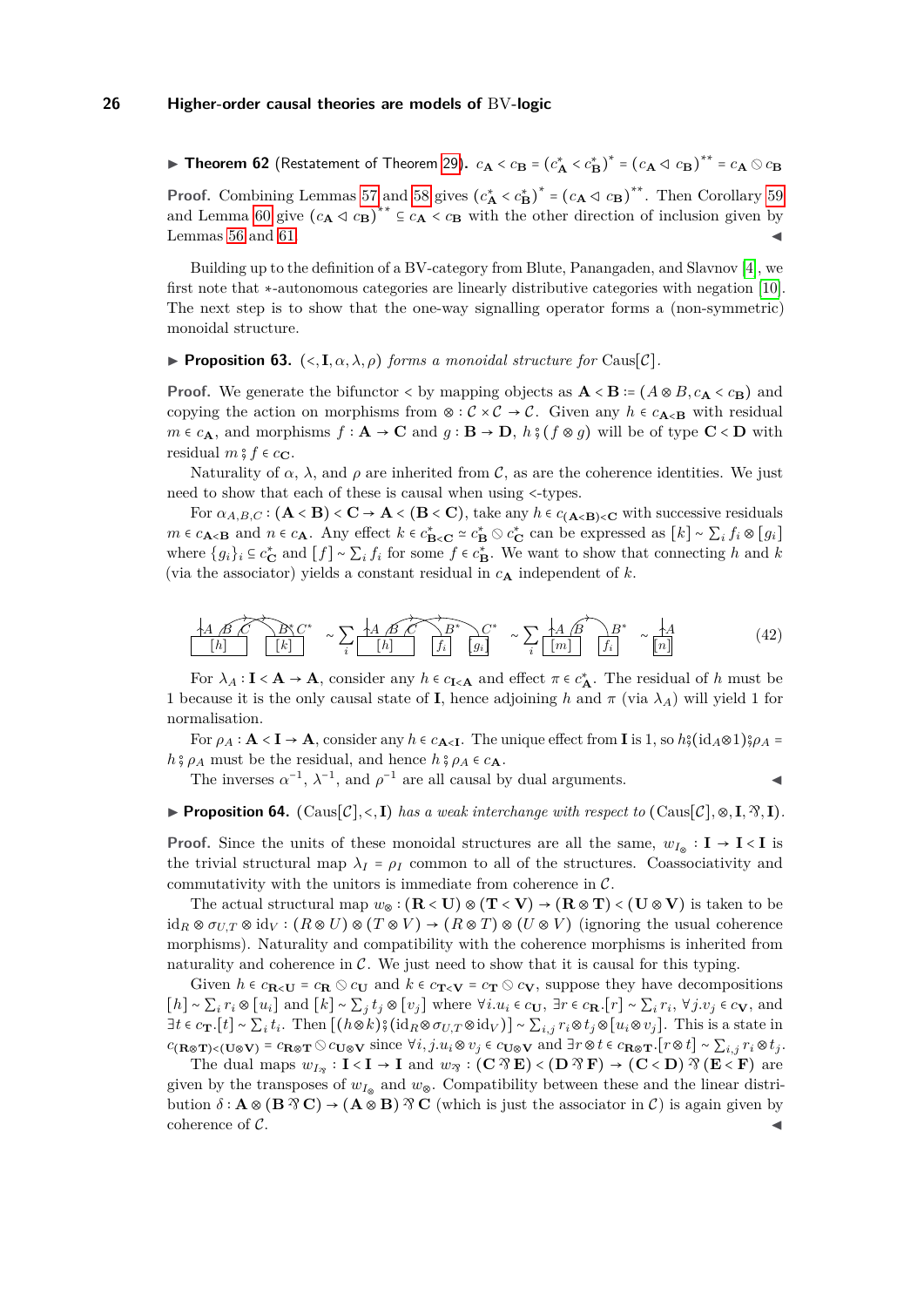▶ **Theorem 62** (Restatement of Theorem 29). $c_{\mathbf{A}} < c_{\mathbf{B}} = (c_{\mathbf{A}}^* < c_{\mathbf{B}}^*)^* = (c_{\mathbf{A}} \lhd c_{\mathbf{B}})^{**} = c_{\mathbf{A}} \oslash c_{\mathbf{B}}$

**Proof.** Combining Lemmas 57 and 58 gives $(c_{\mathbf{A}}^* < c_{\mathbf{B}}^*)^* = (c_{\mathbf{A}} \lhd c_{\mathbf{B}})^{**}$. Then Corollary 59 and Lemma 60 give $(c_{\mathbf{A}} \lhd c_{\mathbf{B}})^{**} \subseteq c_{\mathbf{A}} < c_{\mathbf{B}}$ with the other direction of inclusion given by Lemmas 56 and 61. ◀

Building up to the definition of a BV-category from Blute, Panangaden, and Slavnov [4], we first note that $*$-autonomous categories are linearly distributive categories with negation [10]. The next step is to show that the one-way signalling operator forms a (non-symmetric) monoidal structure.

▶ **Proposition 63.** $(<, \mathbf{I}, \alpha, \lambda, \rho)$ *forms a monoidal structure for* Caus$[\mathcal{C}]$.

**Proof.** We generate the bifunctor $<$ by mapping objects as $\mathbf{A} < \mathbf{B} := (A \otimes B, c_{\mathbf{A}} < c_{\mathbf{B}})$ and copying the action on morphisms from $\otimes : \mathcal{C} \times \mathcal{C} \to \mathcal{C}$. Given any $h \in c_{\mathbf{A}<\mathbf{B}}$ with residual $m \in c_{\mathbf{A}}$, and morphisms $f : \mathbf{A} \to \mathbf{C}$ and $g : \mathbf{B} \to \mathbf{D}$, $h \fatsemi (f \otimes g)$ will be of type $\mathbf{C} < \mathbf{D}$ with residual $m \fatsemi f \in c_{\mathbf{C}}$.

Naturality of $\alpha$, $\lambda$, and $\rho$ are inherited from $\mathcal{C}$, as are the coherence identities. We just need to show that each of these is causal when using $<$-types.

For $\alpha_{A,B,C} : (\mathbf{A} < \mathbf{B}) < \mathbf{C} \to \mathbf{A} < (\mathbf{B} < \mathbf{C})$, take any $h \in c_{(\mathbf{A}<\mathbf{B})<\mathbf{C}}$ with successive residuals $m \in c_{\mathbf{A}<\mathbf{B}}$ and $n \in c_{\mathbf{A}}$. Any effect $k \in c_{\mathbf{B}<\mathbf{C}}^* \simeq c_{\mathbf{B}}^* \oslash c_{\mathbf{C}}^*$ can be expressed as $[k] \sim \sum_i f_i \otimes [g_i]$ where $\{g_i\}_i \subseteq c_{\mathbf{C}}^*$ and $[f] \sim \sum_i f_i$ for some $f \in c_{\mathbf{B}}^*$. We want to show that connecting $h$ and $k$ (via the associator) yields a constant residual in $c_{\mathbf{A}}$ independent of $k$.

$$[h]\,[k] \sim \sum_i [h]\, f_i\, g_i \sim \sum_i [m]\, f_i \sim [n] \tag{42}$$

For $\lambda_A : \mathbf{I} < \mathbf{A} \to \mathbf{A}$, consider any $h \in c_{\mathbf{I}<\mathbf{A}}$ and effect $\pi \in c_{\mathbf{A}}^*$. The residual of $h$ must be 1 because it is the only causal state of $\mathbf{I}$, hence adjoining $h$ and $\pi$ (via $\lambda_A$) will yield 1 for normalisation.

For $\rho_A : \mathbf{A} < \mathbf{I} \to \mathbf{A}$, consider any $h \in c_{\mathbf{A}<\mathbf{I}}$. The unique effect from $\mathbf{I}$ is 1, so $h \fatsemi (\mathrm{id}_A \otimes 1) \fatsemi \rho_A = h \fatsemi \rho_A$ must be the residual, and hence $h \fatsemi \rho_A \in c_{\mathbf{A}}$.

The inverses $\alpha^{-1}$, $\lambda^{-1}$, and $\rho^{-1}$ are all causal by dual arguments. ◀

▶ **Proposition 64.** (Caus$[\mathcal{C}], <, \mathbf{I}$) *has a weak interchange with respect to* (Caus$[\mathcal{C}], \otimes, \mathbf{I}, ⅋, \mathbf{I}$).

**Proof.** Since the units of these monoidal structures are all the same, $w_{I_\otimes} : \mathbf{I} \to \mathbf{I} < \mathbf{I}$ is the trivial structural map $\lambda_I = \rho_I$ common to all of the structures. Coassociativity and commutativity with the unitors is immediate from coherence in $\mathcal{C}$.

The actual structural map $w_\otimes : (\mathbf{R} < \mathbf{U}) \otimes (\mathbf{T} < \mathbf{V}) \to (\mathbf{R} \otimes \mathbf{T}) < (\mathbf{U} \otimes \mathbf{V})$ is taken to be $\mathrm{id}_R \otimes \sigma_{U,T} \otimes \mathrm{id}_V : (R \otimes U) \otimes (T \otimes V) \to (R \otimes T) \otimes (U \otimes V)$ (ignoring the usual coherence morphisms). Naturality and compatibility with the coherence morphisms is inherited from naturality and coherence in $\mathcal{C}$. We just need to show that it is causal for this typing.

Given $h \in c_{\mathbf{R}<\mathbf{U}} = c_{\mathbf{R}} \oslash c_{\mathbf{U}}$ and $k \in c_{\mathbf{T}<\mathbf{V}} = c_{\mathbf{T}} \oslash c_{\mathbf{V}}$, suppose they have decompositions $[h] \sim \sum_i r_i \otimes [u_i]$ and $[k] \sim \sum_j t_j \otimes [v_j]$ where $\forall i. u_i \in c_{\mathbf{U}}$, $\exists r \in c_{\mathbf{R}}.[r] \sim \sum_i r_i$, $\forall j. v_j \in c_{\mathbf{V}}$, and $\exists t \in c_{\mathbf{T}}.[t] \sim \sum_i t_i$. Then $[(h \otimes k) \fatsemi (\mathrm{id}_R \otimes \sigma_{U,T} \otimes \mathrm{id}_V)] \sim \sum_{i,j} r_i \otimes t_j \otimes [u_i \otimes v_j]$. This is a state in $c_{(\mathbf{R}\otimes\mathbf{T})<(\mathbf{U}\otimes\mathbf{V})} = c_{\mathbf{R}\otimes\mathbf{T}} \oslash c_{\mathbf{U}\otimes\mathbf{V}}$ since $\forall i,j. u_i \otimes v_j \in c_{\mathbf{U}\otimes\mathbf{V}}$ and $\exists r \otimes t \in c_{\mathbf{R}\otimes\mathbf{T}}.[r \otimes t] \sim \sum_{i,j} r_i \otimes t_j$.

The dual maps $w_{I_⅋} : \mathbf{I} < \mathbf{I} \to \mathbf{I}$ and $w_⅋ : (\mathbf{C} ⅋ \mathbf{E}) < (\mathbf{D} ⅋ \mathbf{F}) \to (\mathbf{C} < \mathbf{D}) ⅋ (\mathbf{E} < \mathbf{F})$ are given by the transposes of $w_{I_\otimes}$ and $w_\otimes$. Compatibility between these and the linear distribution $\delta : \mathbf{A} \otimes (\mathbf{B} ⅋ \mathbf{C}) \to (\mathbf{A} \otimes \mathbf{B}) ⅋ \mathbf{C}$ (which is just the associator in $\mathcal{C}$) is again given by coherence of $\mathcal{C}$. ◀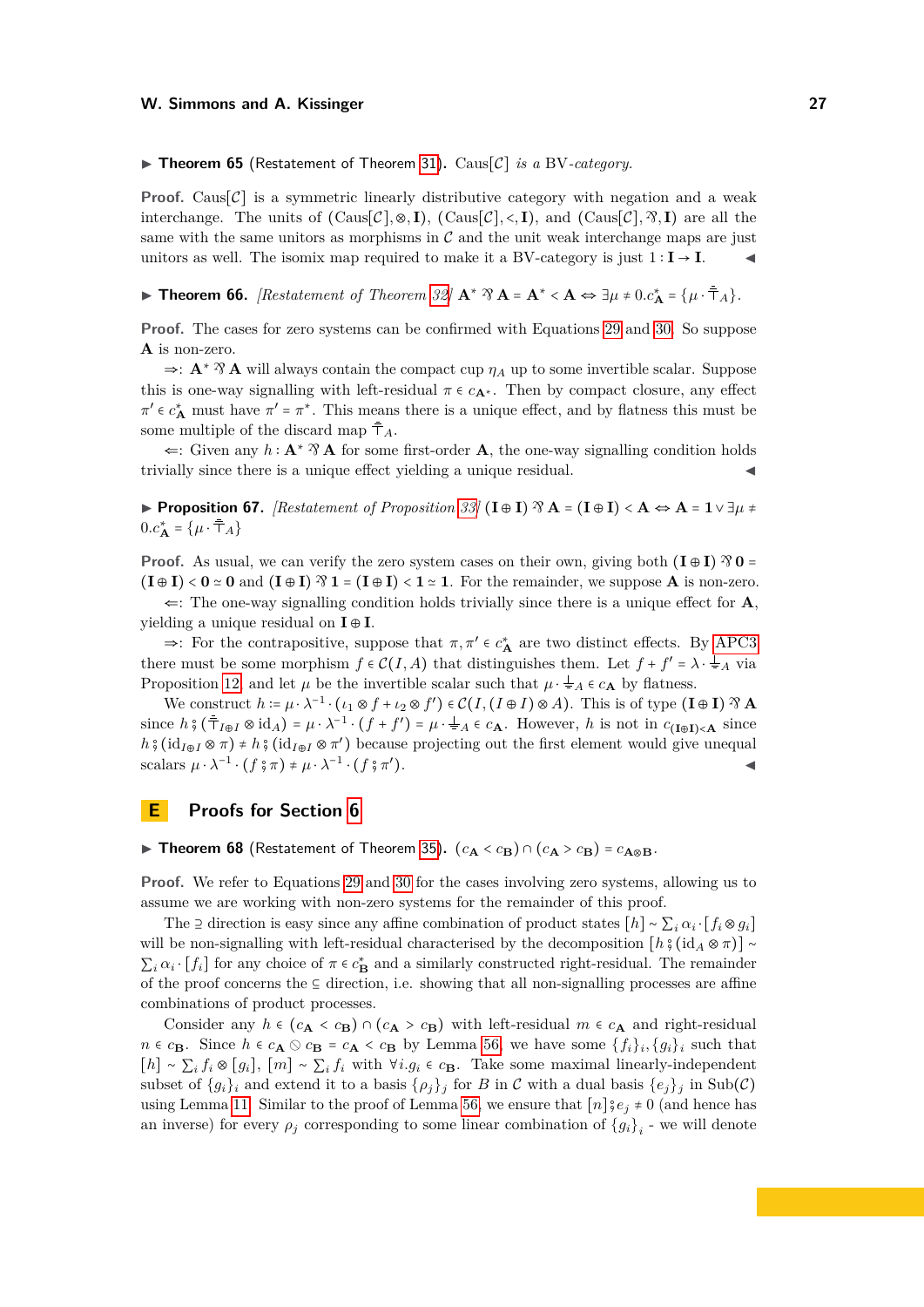▶ **Theorem 65** (Restatement of Theorem 31). Caus$[\mathcal{C}]$ *is a* BV*-category.*

**Proof.** Caus$[\mathcal{C}]$ is a symmetric linearly distributive category with negation and a weak interchange. The units of $(\text{Caus}[\mathcal{C}], \otimes, \mathbf{I})$, $(\text{Caus}[\mathcal{C}], <, \mathbf{I})$, and $(\text{Caus}[\mathcal{C}], ⅋, \mathbf{I})$ are all the same with the same unitors as morphisms in $\mathcal{C}$ and the unit weak interchange maps are just unitors as well. The isomix map required to make it a BV-category is just $1 : \mathbf{I} \to \mathbf{I}$. ◀

▶ **Theorem 66.** *[Restatement of Theorem 32]* $\mathbf{A}^* ⅋ \mathbf{A} = \mathbf{A}^* < \mathbf{A} \Leftrightarrow \exists \mu \neq 0. c^*_{\mathbf{A}} = \{\mu \cdot \bar{\top}_A\}$.

**Proof.** The cases for zero systems can be confirmed with Equations 29 and 30. So suppose $\mathbf{A}$ is non-zero.

$\Rightarrow$: $\mathbf{A}^* ⅋ \mathbf{A}$ will always contain the compact cup $\eta_A$ up to some invertible scalar. Suppose this is one-way signalling with left-residual $\pi \in c_{\mathbf{A}^*}$. Then by compact closure, any effect $\pi' \in c^*_{\mathbf{A}}$ must have $\pi' = \pi^*$. This means there is a unique effect, and by flatness this must be some multiple of the discard map $\bar{\top}_A$.

$\Leftarrow$: Given any $h : \mathbf{A}^* ⅋ \mathbf{A}$ for some first-order $\mathbf{A}$, the one-way signalling condition holds trivially since there is a unique effect yielding a unique residual. ◀

▶ **Proposition 67.** *[Restatement of Proposition 33]* $(\mathbf{I} \oplus \mathbf{I}) ⅋ \mathbf{A} = (\mathbf{I} \oplus \mathbf{I}) < \mathbf{A} \Leftrightarrow \mathbf{A} = \mathbf{1} \vee \exists \mu \neq 0. c^*_{\mathbf{A}} = \{\mu \cdot \bar{\top}_A\}$

**Proof.** As usual, we can verify the zero system cases on their own, giving both $(\mathbf{I} \oplus \mathbf{I}) ⅋ \mathbf{0} = (\mathbf{I} \oplus \mathbf{I}) < \mathbf{0} \simeq \mathbf{0}$ and $(\mathbf{I} \oplus \mathbf{I}) ⅋ \mathbf{1} = (\mathbf{I} \oplus \mathbf{I}) < \mathbf{1} \simeq \mathbf{1}$. For the remainder, we suppose $\mathbf{A}$ is non-zero.

$\Leftarrow$: The one-way signalling condition holds trivially since there is a unique effect for $\mathbf{A}$, yielding a unique residual on $\mathbf{I} \oplus \mathbf{I}$.

$\Rightarrow$: For the contrapositive, suppose that $\pi, \pi' \in c^*_{\mathbf{A}}$ are two distinct effects. By APC3 there must be some morphism $f \in \mathcal{C}(I, A)$ that distinguishes them. Let $f + f' = \lambda \cdot \underline{\top}_A$ via Proposition 12, and let $\mu$ be the invertible scalar such that $\mu \cdot \underline{\top}_A \in c_{\mathbf{A}}$ by flatness.

We construct $h := \mu \cdot \lambda^{-1} \cdot (\iota_1 \otimes f + \iota_2 \otimes f') \in \mathcal{C}(I, (I \oplus I) \otimes A)$. This is of type $(\mathbf{I} \oplus \mathbf{I}) ⅋ \mathbf{A}$ since $h \,;\, (\bar{\top}_{I \oplus I} \otimes \text{id}_A) = \mu \cdot \lambda^{-1} \cdot (f + f') = \mu \cdot \underline{\top}_A \in c_{\mathbf{A}}$. However, $h$ is not in $c_{(\mathbf{I} \oplus \mathbf{I}) < \mathbf{A}}$ since $h \,;\, (\text{id}_{I \oplus I} \otimes \pi) \neq h \,;\, (\text{id}_{I \oplus I} \otimes \pi')$ because projecting out the first element would give unequal scalars $\mu \cdot \lambda^{-1} \cdot (f \,;\, \pi) \neq \mu \cdot \lambda^{-1} \cdot (f \,;\, \pi')$. ◀

## E Proofs for Section 6

▶ **Theorem 68** (Restatement of Theorem 35). $(c_{\mathbf{A}} < c_{\mathbf{B}}) \cap (c_{\mathbf{A}} > c_{\mathbf{B}}) = c_{\mathbf{A} \otimes \mathbf{B}}$.

**Proof.** We refer to Equations 29 and 30 for the cases involving zero systems, allowing us to assume we are working with non-zero systems for the remainder of this proof.

The $\supseteq$ direction is easy since any affine combination of product states $[h] \sim \sum_i \alpha_i \cdot [f_i \otimes g_i]$ will be non-signalling with left-residual characterised by the decomposition $[h \,;\, (\text{id}_A \otimes \pi)] \sim \sum_i \alpha_i \cdot [f_i]$ for any choice of $\pi \in c^*_{\mathbf{B}}$ and a similarly constructed right-residual. The remainder of the proof concerns the $\subseteq$ direction, i.e. showing that all non-signalling processes are affine combinations of product processes.

Consider any $h \in (c_{\mathbf{A}} < c_{\mathbf{B}}) \cap (c_{\mathbf{A}} > c_{\mathbf{B}})$ with left-residual $m \in c_{\mathbf{A}}$ and right-residual $n \in c_{\mathbf{B}}$. Since $h \in c_{\mathbf{A}} \oslash c_{\mathbf{B}} = c_{\mathbf{A}} < c_{\mathbf{B}}$ by Lemma 56, we have some $\{f_i\}_i, \{g_i\}_i$ such that $[h] \sim \sum_i f_i \otimes [g_i]$, $[m] \sim \sum_i f_i$ with $\forall i. g_i \in c_{\mathbf{B}}$. Take some maximal linearly-independent subset of $\{g_i\}_i$ and extend it to a basis $\{\rho_j\}_j$ for $B$ in $\mathcal{C}$ with a dual basis $\{e_j\}_j$ in Sub$(\mathcal{C})$ using Lemma 11. Similar to the proof of Lemma 56, we ensure that $[n] \,;\, e_j \neq 0$ (and hence has an inverse) for every $\rho_j$ corresponding to some linear combination of $\{g_i\}_i$ - we will denote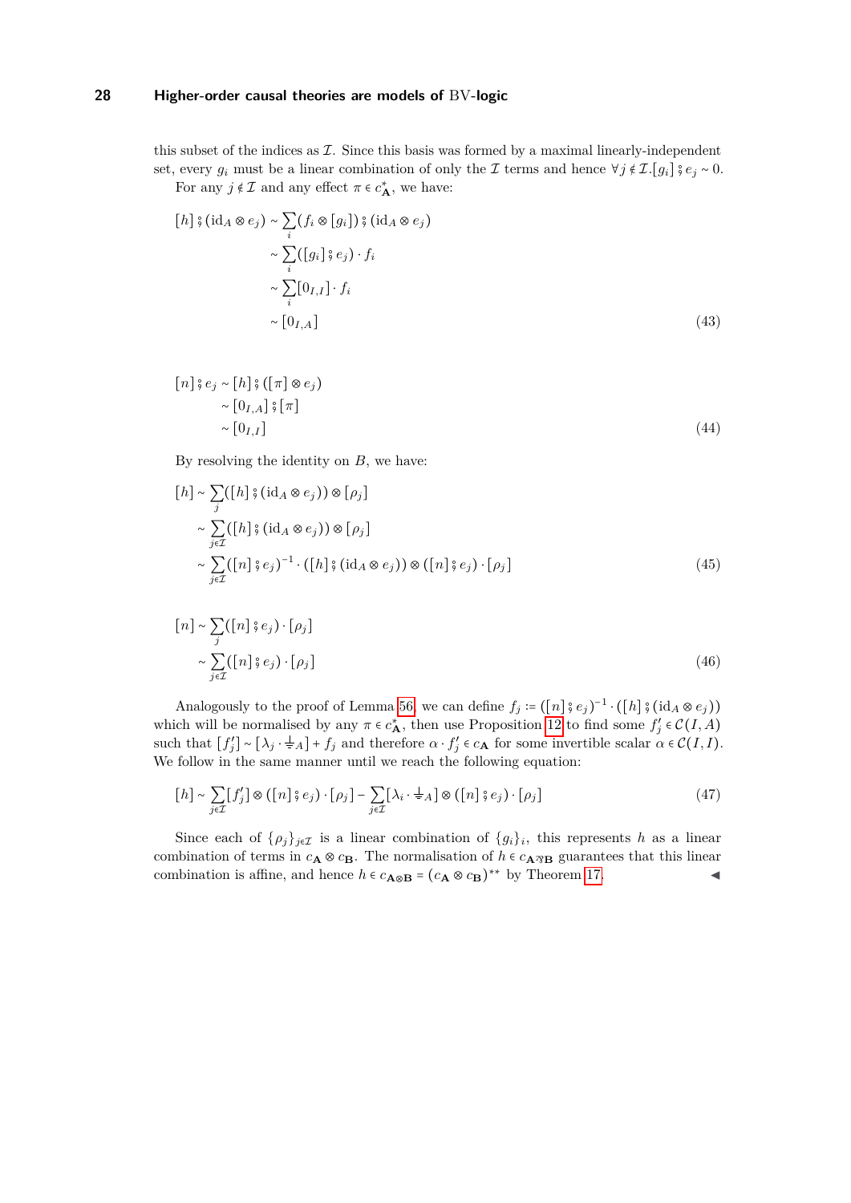this subset of the indices as $\mathcal{I}$. Since this basis was formed by a maximal linearly-independent set, every $g_i$ must be a linear combination of only the $\mathcal{I}$ terms and hence $\forall j \notin \mathcal{I}. [g_i] \fatsemi e_j \sim 0$.

For any $j \notin \mathcal{I}$ and any effect $\pi \in c^*_{\mathbf{A}}$, we have:

$$
\begin{aligned}
[h] \fatsemi (\mathrm{id}_A \otimes e_j) &\sim \sum_i (f_i \otimes [g_i]) \fatsemi (\mathrm{id}_A \otimes e_j) \\
&\sim \sum_i ([g_i] \fatsemi e_j) \cdot f_i \\
&\sim \sum_i [0_{I,I}] \cdot f_i \\
&\sim [0_{I,A}]
\end{aligned}
\tag{43}
$$

$$
\begin{aligned}
[n] \fatsemi e_j &\sim [h] \fatsemi ([\pi] \otimes e_j) \\
&\sim [0_{I,A}] \fatsemi [\pi] \\
&\sim [0_{I,I}]
\end{aligned}
\tag{44}
$$

By resolving the identity on $B$, we have:

$$
\begin{aligned}
[h] &\sim \sum_j ([h] \fatsemi (\mathrm{id}_A \otimes e_j)) \otimes [\rho_j] \\
&\sim \sum_{j \in \mathcal{I}} ([h] \fatsemi (\mathrm{id}_A \otimes e_j)) \otimes [\rho_j] \\
&\sim \sum_{j \in \mathcal{I}} ([n] \fatsemi e_j)^{-1} \cdot ([h] \fatsemi (\mathrm{id}_A \otimes e_j)) \otimes ([n] \fatsemi e_j) \cdot [\rho_j]
\end{aligned}
\tag{45}
$$

$$
\begin{aligned}
[n] &\sim \sum_j ([n] \fatsemi e_j) \cdot [\rho_j] \\
&\sim \sum_{j \in \mathcal{I}} ([n] \fatsemi e_j) \cdot [\rho_j]
\end{aligned}
\tag{46}
$$

Analogously to the proof of Lemma 56, we can define $f_j := ([n] \fatsemi e_j)^{-1} \cdot ([h] \fatsemi (\mathrm{id}_A \otimes e_j))$ which will be normalised by any $\pi \in c^*_{\mathbf{A}}$, then use Proposition 12 to find some $f'_j \in \mathcal{C}(I, A)$ such that $[f'_j] \sim [\lambda_j \cdot \overline{\overline{\top}}_A] + f_j$ and therefore $\alpha \cdot f'_j \in c_{\mathbf{A}}$ for some invertible scalar $\alpha \in \mathcal{C}(I, I)$. We follow in the same manner until we reach the following equation:

$$
[h] \sim \sum_{j \in \mathcal{I}} [f'_j] \otimes ([n] \fatsemi e_j) \cdot [\rho_j] - \sum_{j \in \mathcal{I}} [\lambda_i \cdot \overline{\overline{\top}}_A] \otimes ([n] \fatsemi e_j) \cdot [\rho_j]
\tag{47}
$$

Since each of $\{\rho_j\}_{j \in \mathcal{I}}$ is a linear combination of $\{g_i\}_i$, this represents $h$ as a linear combination of terms in $c_{\mathbf{A}} \otimes c_{\mathbf{B}}$. The normalisation of $h \in c_{\mathbf{A} \parr \mathbf{B}}$ guarantees that this linear combination is affine, and hence $h \in c_{\mathbf{A} \otimes \mathbf{B}} = (c_{\mathbf{A}} \otimes c_{\mathbf{B}})^{**}$ by Theorem 17. ◀